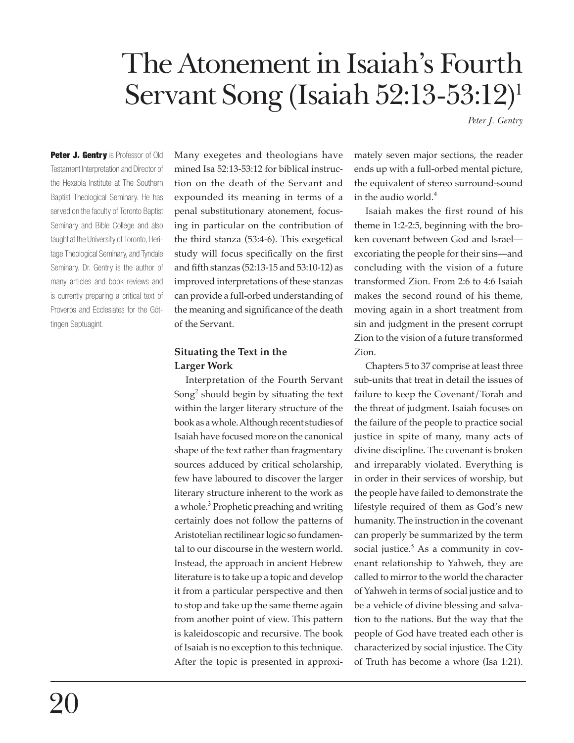# The Atonement in Isaiah's Fourth Servant Song (Isaiah 52:13-53:12)[1]

*Peter J. Gentry*

**Peter J. Gentry** is Professor of Old Testament Interpretation and Director of the Hexapla Institute at The Southern Baptist Theological Seminary. He has served on the faculty of Toronto Baptist Seminary and Bible College and also taught at the University of Toronto, Heritage Theological Seminary, and Tyndale Seminary. Dr. Gentry is the author of many articles and book reviews and is currently preparing a critical text of Proverbs and Ecclesiates for the Göttingen Septuagint.

Many exegetes and theologians have mined Isa 52:13-53:12 for biblical instruction on the death of the Servant and expounded its meaning in terms of a penal substitutionary atonement, focusing in particular on the contribution of the third stanza (53:4-6). This exegetical study will focus specifically on the first and fifth stanzas (52:13-15 and 53:10-12) as improved interpretations of these stanzas can provide a full-orbed understanding of the meaning and significance of the death of the Servant.

## Situating the Text in the Larger Work

Interpretation of the Fourth Servant Song[2] should begin by situating the text within the larger literary structure of the book as a whole. Although recent studies of Isaiah have focused more on the canonical shape of the text rather than fragmentary sources adduced by critical scholarship, few have laboured to discover the larger literary structure inherent to the work as a whole.[3] Prophetic preaching and writing certainly does not follow the patterns of Aristotelian rectilinear logic so fundamental to our discourse in the western world. Instead, the approach in ancient Hebrew literature is to take up a topic and develop it from a particular perspective and then to stop and take up the same theme again from another point of view. This pattern is kaleidoscopic and recursive. The book of Isaiah is no exception to this technique. After the topic is presented in approximately seven major sections, the reader ends up with a full-orbed mental picture, the equivalent of stereo surround-sound in the audio world.[4]

Isaiah makes the first round of his theme in 1:2-2:5, beginning with the broken covenant between God and Israel—excoriating the people for their sins—and concluding with the vision of a future transformed Zion. From 2:6 to 4:6 Isaiah makes the second round of his theme, moving again in a short treatment from sin and judgment in the present corrupt Zion to the vision of a future transformed Zion.

Chapters 5 to 37 comprise at least three sub-units that treat in detail the issues of failure to keep the Covenant/Torah and the threat of judgment. Isaiah focuses on the failure of the people to practice social justice in spite of many, many acts of divine discipline. The covenant is broken and irreparably violated. Everything is in order in their services of worship, but the people have failed to demonstrate the lifestyle required of them as God's new humanity. The instruction in the covenant can properly be summarized by the term social justice.[5] As a community in covenant relationship to Yahweh, they are called to mirror to the world the character of Yahweh in terms of social justice and to be a vehicle of divine blessing and salvation to the nations. But the way that the people of God have treated each other is characterized by social injustice. The City of Truth has become a whore (Isa 1:21).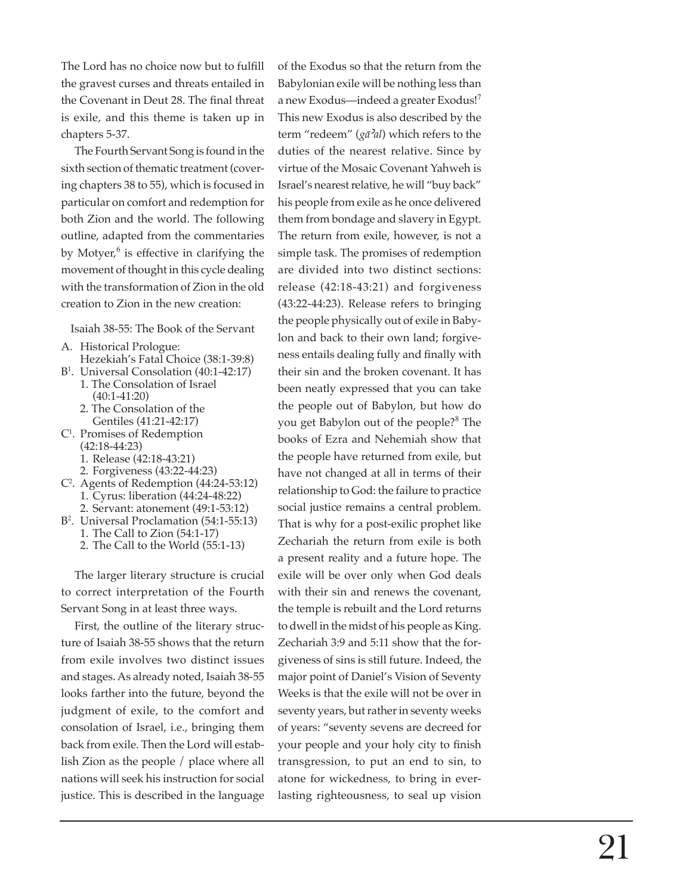The Lord has no choice now but to fulfill the gravest curses and threats entailed in the Covenant in Deut 28. The final threat is exile, and this theme is taken up in chapters 5-37.

The Fourth Servant Song is found in the sixth section of thematic treatment (covering chapters 38 to 55), which is focused in particular on comfort and redemption for both Zion and the world. The following outline, adapted from the commentaries by Motyer,[6] is effective in clarifying the movement of thought in this cycle dealing with the transformation of Zion in the old creation to Zion in the new creation:

Isaiah 38-55: The Book of the Servant

- A. Historical Prologue: Hezekiah's Fatal Choice (38:1-39:8)
- B[1]. Universal Consolation (40:1-42:17)
  1. The Consolation of Israel (40:1-41:20)
  2. The Consolation of the Gentiles (41:21-42:17)
- C[1]. Promises of Redemption (42:18-44:23)
  1. Release (42:18-43:21)
  2. Forgiveness (43:22-44:23)
- C[2]. Agents of Redemption (44:24-53:12)
  1. Cyrus: liberation (44:24-48:22)
  2. Servant: atonement (49:1-53:12)
- B[2]. Universal Proclamation (54:1-55:13)
  1. The Call to Zion (54:1-17)
  2. The Call to the World (55:1-13)

The larger literary structure is crucial to correct interpretation of the Fourth Servant Song in at least three ways.

First, the outline of the literary structure of Isaiah 38-55 shows that the return from exile involves two distinct issues and stages. As already noted, Isaiah 38-55 looks farther into the future, beyond the judgment of exile, to the comfort and consolation of Israel, i.e., bringing them back from exile. Then the Lord will establish Zion as the people / place where all nations will seek his instruction for social justice. This is described in the language of the Exodus so that the return from the Babylonian exile will be nothing less than a new Exodus—indeed a greater Exodus![7] This new Exodus is also described by the term "redeem" (*gāʾal*) which refers to the duties of the nearest relative. Since by virtue of the Mosaic Covenant Yahweh is Israel's nearest relative, he will "buy back" his people from exile as he once delivered them from bondage and slavery in Egypt. The return from exile, however, is not a simple task. The promises of redemption are divided into two distinct sections: release (42:18-43:21) and forgiveness (43:22-44:23). Release refers to bringing the people physically out of exile in Babylon and back to their own land; forgiveness entails dealing fully and finally with their sin and the broken covenant. It has been neatly expressed that you can take the people out of Babylon, but how do you get Babylon out of the people?[8] The books of Ezra and Nehemiah show that the people have returned from exile, but have not changed at all in terms of their relationship to God: the failure to practice social justice remains a central problem. That is why for a post-exilic prophet like Zechariah the return from exile is both a present reality and a future hope. The exile will be over only when God deals with their sin and renews the covenant, the temple is rebuilt and the Lord returns to dwell in the midst of his people as King. Zechariah 3:9 and 5:11 show that the forgiveness of sins is still future. Indeed, the major point of Daniel's Vision of Seventy Weeks is that the exile will not be over in seventy years, but rather in seventy weeks of years: "seventy sevens are decreed for your people and your holy city to finish transgression, to put an end to sin, to atone for wickedness, to bring in everlasting righteousness, to seal up vision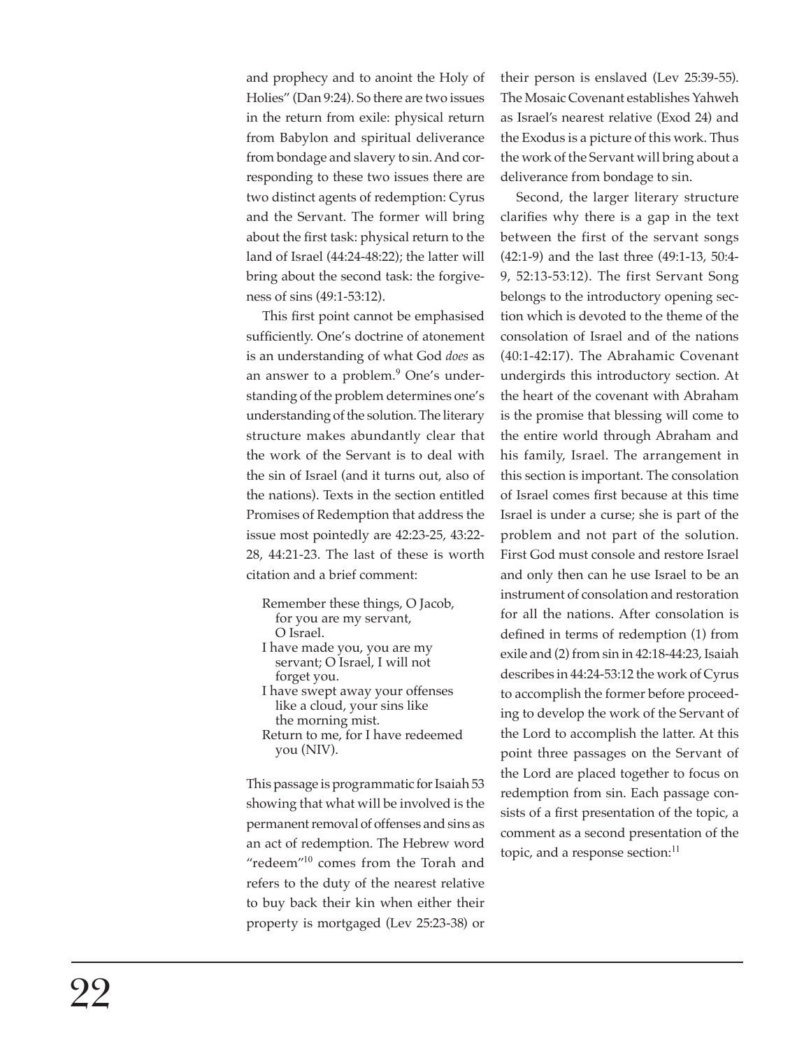and prophecy and to anoint the Holy of Holies" (Dan 9:24). So there are two issues in the return from exile: physical return from Babylon and spiritual deliverance from bondage and slavery to sin. And corresponding to these two issues there are two distinct agents of redemption: Cyrus and the Servant. The former will bring about the first task: physical return to the land of Israel (44:24-48:22); the latter will bring about the second task: the forgiveness of sins (49:1-53:12).

This first point cannot be emphasised sufficiently. One's doctrine of atonement is an understanding of what God *does* as an answer to a problem.[9] One's understanding of the problem determines one's understanding of the solution. The literary structure makes abundantly clear that the work of the Servant is to deal with the sin of Israel (and it turns out, also of the nations). Texts in the section entitled Promises of Redemption that address the issue most pointedly are 42:23-25, 43:22-28, 44:21-23. The last of these is worth citation and a brief comment:

> Remember these things, O Jacob,
> for you are my servant,
> O Israel.
> I have made you, you are my servant; O Israel, I will not forget you.
> I have swept away your offenses like a cloud, your sins like the morning mist.
> Return to me, for I have redeemed you (NIV).

This passage is programmatic for Isaiah 53 showing that what will be involved is the permanent removal of offenses and sins as an act of redemption. The Hebrew word "redeem"[10] comes from the Torah and refers to the duty of the nearest relative to buy back their kin when either their property is mortgaged (Lev 25:23-38) or their person is enslaved (Lev 25:39-55). The Mosaic Covenant establishes Yahweh as Israel's nearest relative (Exod 24) and the Exodus is a picture of this work. Thus the work of the Servant will bring about a deliverance from bondage to sin.

Second, the larger literary structure clarifies why there is a gap in the text between the first of the servant songs (42:1-9) and the last three (49:1-13, 50:4-9, 52:13-53:12). The first Servant Song belongs to the introductory opening section which is devoted to the theme of the consolation of Israel and of the nations (40:1-42:17). The Abrahamic Covenant undergirds this introductory section. At the heart of the covenant with Abraham is the promise that blessing will come to the entire world through Abraham and his family, Israel. The arrangement in this section is important. The consolation of Israel comes first because at this time Israel is under a curse; she is part of the problem and not part of the solution. First God must console and restore Israel and only then can he use Israel to be an instrument of consolation and restoration for all the nations. After consolation is defined in terms of redemption (1) from exile and (2) from sin in 42:18-44:23, Isaiah describes in 44:24-53:12 the work of Cyrus to accomplish the former before proceeding to develop the work of the Servant of the Lord to accomplish the latter. At this point three passages on the Servant of the Lord are placed together to focus on redemption from sin. Each passage consists of a first presentation of the topic, a comment as a second presentation of the topic, and a response section:[11]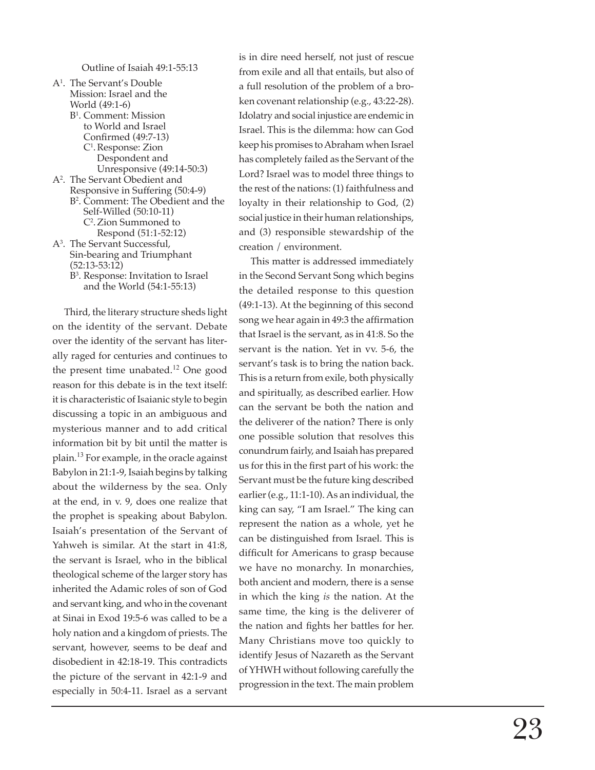Outline of Isaiah 49:1-55:13

- A[1]. The Servant's Double Mission: Israel and the World (49:1-6)
  - B[1]. Comment: Mission to World and Israel Confirmed (49:7-13)
    - C[1]. Response: Zion Despondent and Unresponsive (49:14-50:3)
- A[2]. The Servant Obedient and Responsive in Suffering (50:4-9)
  - B[2]. Comment: The Obedient and the Self-Willed (50:10-11)
    - C[2]. Zion Summoned to Respond (51:1-52:12)
- A[3]. The Servant Successful, Sin-bearing and Triumphant (52:13-53:12)
  - B[3]. Response: Invitation to Israel and the World (54:1-55:13)

Third, the literary structure sheds light on the identity of the servant. Debate over the identity of the servant has literally raged for centuries and continues to the present time unabated.[12] One good reason for this debate is in the text itself: it is characteristic of Isaianic style to begin discussing a topic in an ambiguous and mysterious manner and to add critical information bit by bit until the matter is plain.[13] For example, in the oracle against Babylon in 21:1-9, Isaiah begins by talking about the wilderness by the sea. Only at the end, in v. 9, does one realize that the prophet is speaking about Babylon. Isaiah's presentation of the Servant of Yahweh is similar. At the start in 41:8, the servant is Israel, who in the biblical theological scheme of the larger story has inherited the Adamic roles of son of God and servant king, and who in the covenant at Sinai in Exod 19:5-6 was called to be a holy nation and a kingdom of priests. The servant, however, seems to be deaf and disobedient in 42:18-19. This contradicts the picture of the servant in 42:1-9 and especially in 50:4-11. Israel as a servant is in dire need herself, not just of rescue from exile and all that entails, but also of a full resolution of the problem of a broken covenant relationship (e.g., 43:22-28). Idolatry and social injustice are endemic in Israel. This is the dilemma: how can God keep his promises to Abraham when Israel has completely failed as the Servant of the Lord? Israel was to model three things to the rest of the nations: (1) faithfulness and loyalty in their relationship to God, (2) social justice in their human relationships, and (3) responsible stewardship of the creation / environment.

This matter is addressed immediately in the Second Servant Song which begins the detailed response to this question (49:1-13). At the beginning of this second song we hear again in 49:3 the affirmation that Israel is the servant, as in 41:8. So the servant is the nation. Yet in vv. 5-6, the servant's task is to bring the nation back. This is a return from exile, both physically and spiritually, as described earlier. How can the servant be both the nation and the deliverer of the nation? There is only one possible solution that resolves this conundrum fairly, and Isaiah has prepared us for this in the first part of his work: the Servant must be the future king described earlier (e.g., 11:1-10). As an individual, the king can say, "I am Israel." The king can represent the nation as a whole, yet he can be distinguished from Israel. This is difficult for Americans to grasp because we have no monarchy. In monarchies, both ancient and modern, there is a sense in which the king *is* the nation. At the same time, the king is the deliverer of the nation and fights her battles for her. Many Christians move too quickly to identify Jesus of Nazareth as the Servant of YHWH without following carefully the progression in the text. The main problem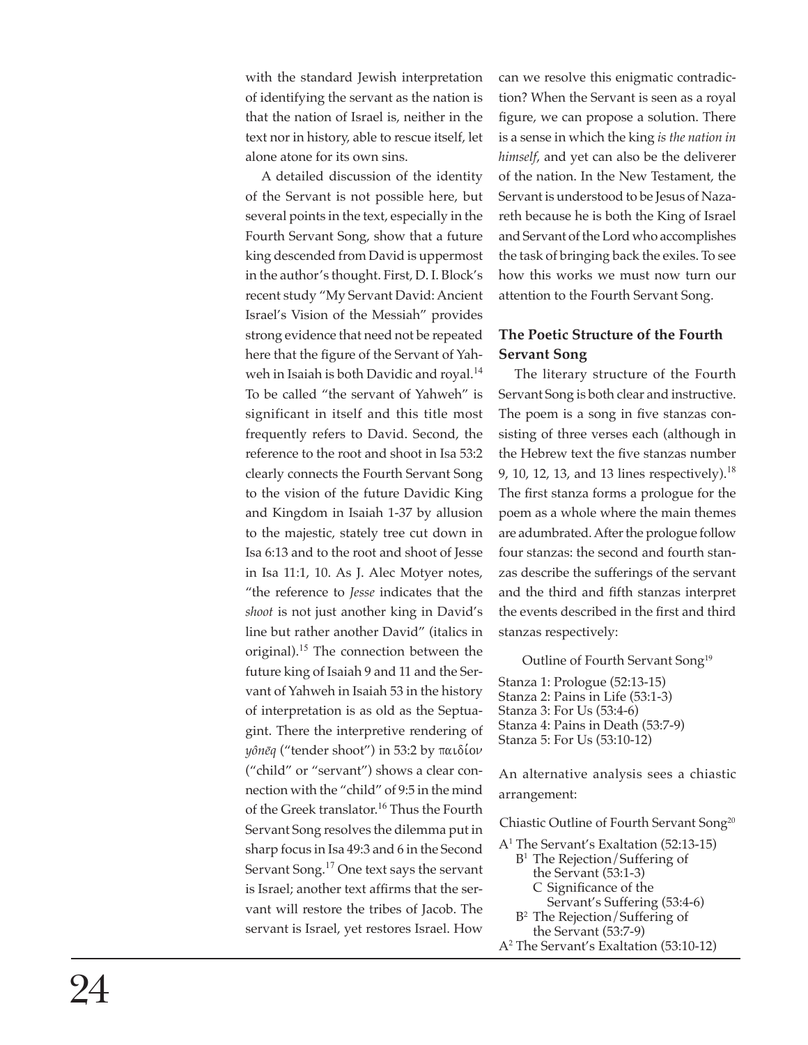with the standard Jewish interpretation of identifying the servant as the nation is that the nation of Israel is, neither in the text nor in history, able to rescue itself, let alone atone for its own sins.

A detailed discussion of the identity of the Servant is not possible here, but several points in the text, especially in the Fourth Servant Song, show that a future king descended from David is uppermost in the author's thought. First, D. I. Block's recent study "My Servant David: Ancient Israel's Vision of the Messiah" provides strong evidence that need not be repeated here that the figure of the Servant of Yahweh in Isaiah is both Davidic and royal.[14] To be called "the servant of Yahweh" is significant in itself and this title most frequently refers to David. Second, the reference to the root and shoot in Isa 53:2 clearly connects the Fourth Servant Song to the vision of the future Davidic King and Kingdom in Isaiah 1-37 by allusion to the majestic, stately tree cut down in Isa 6:13 and to the root and shoot of Jesse in Isa 11:1, 10. As J. Alec Motyer notes, "the reference to *Jesse* indicates that the *shoot* is not just another king in David's line but rather another David" (italics in original).[15] The connection between the future king of Isaiah 9 and 11 and the Servant of Yahweh in Isaiah 53 in the history of interpretation is as old as the Septuagint. There the interpretive rendering of *yônēq* ("tender shoot") in 53:2 by παιδίον ("child" or "servant") shows a clear connection with the "child" of 9:5 in the mind of the Greek translator.[16] Thus the Fourth Servant Song resolves the dilemma put in sharp focus in Isa 49:3 and 6 in the Second Servant Song.[17] One text says the servant is Israel; another text affirms that the servant will restore the tribes of Jacob. The servant is Israel, yet restores Israel. How can we resolve this enigmatic contradiction? When the Servant is seen as a royal figure, we can propose a solution. There is a sense in which the king *is the nation in himself*, and yet can also be the deliverer of the nation. In the New Testament, the Servant is understood to be Jesus of Nazareth because he is both the King of Israel and Servant of the Lord who accomplishes the task of bringing back the exiles. To see how this works we must now turn our attention to the Fourth Servant Song.

### The Poetic Structure of the Fourth Servant Song

The literary structure of the Fourth Servant Song is both clear and instructive. The poem is a song in five stanzas consisting of three verses each (although in the Hebrew text the five stanzas number 9, 10, 12, 13, and 13 lines respectively).[18] The first stanza forms a prologue for the poem as a whole where the main themes are adumbrated. After the prologue follow four stanzas: the second and fourth stanzas describe the sufferings of the servant and the third and fifth stanzas interpret the events described in the first and third stanzas respectively:

Outline of Fourth Servant Song[19]

Stanza 1: Prologue (52:13-15)
Stanza 2: Pains in Life (53:1-3)
Stanza 3: For Us (53:4-6)
Stanza 4: Pains in Death (53:7-9)
Stanza 5: For Us (53:10-12)

An alternative analysis sees a chiastic arrangement:

Chiastic Outline of Fourth Servant Song[20]

- A[1] The Servant's Exaltation (52:13-15)
  - B[1] The Rejection/Suffering of the Servant (53:1-3)
    - C Significance of the Servant's Suffering (53:4-6)
  - B[2] The Rejection/Suffering of the Servant (53:7-9)
- A[2] The Servant's Exaltation (53:10-12)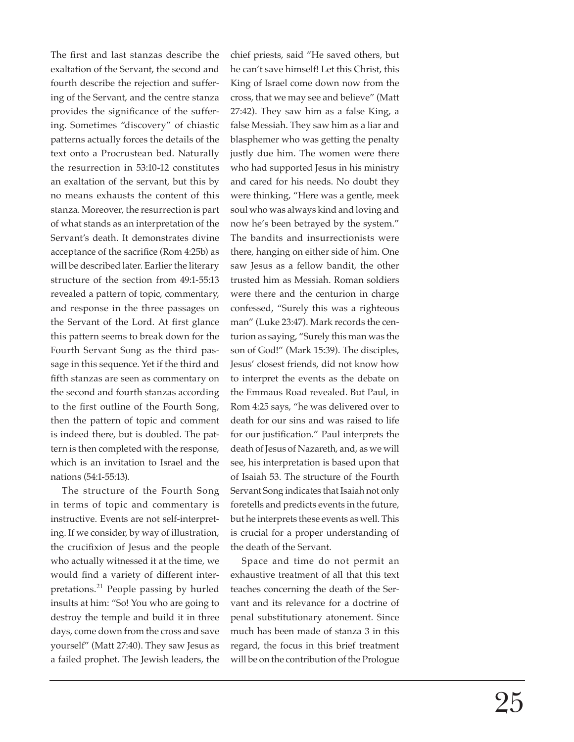The first and last stanzas describe the exaltation of the Servant, the second and fourth describe the rejection and suffering of the Servant, and the centre stanza provides the significance of the suffering. Sometimes "discovery" of chiastic patterns actually forces the details of the text onto a Procrustean bed. Naturally the resurrection in 53:10-12 constitutes an exaltation of the servant, but this by no means exhausts the content of this stanza. Moreover, the resurrection is part of what stands as an interpretation of the Servant's death. It demonstrates divine acceptance of the sacrifice (Rom 4:25b) as will be described later. Earlier the literary structure of the section from 49:1-55:13 revealed a pattern of topic, commentary, and response in the three passages on the Servant of the Lord. At first glance this pattern seems to break down for the Fourth Servant Song as the third passage in this sequence. Yet if the third and fifth stanzas are seen as commentary on the second and fourth stanzas according to the first outline of the Fourth Song, then the pattern of topic and comment is indeed there, but is doubled. The pattern is then completed with the response, which is an invitation to Israel and the nations (54:1-55:13).

The structure of the Fourth Song in terms of topic and commentary is instructive. Events are not self-interpreting. If we consider, by way of illustration, the crucifixion of Jesus and the people who actually witnessed it at the time, we would find a variety of different interpretations.[21] People passing by hurled insults at him: "So! You who are going to destroy the temple and build it in three days, come down from the cross and save yourself" (Matt 27:40). They saw Jesus as a failed prophet. The Jewish leaders, the chief priests, said "He saved others, but he can't save himself! Let this Christ, this King of Israel come down now from the cross, that we may see and believe" (Matt 27:42). They saw him as a false King, a false Messiah. They saw him as a liar and blasphemer who was getting the penalty justly due him. The women were there who had supported Jesus in his ministry and cared for his needs. No doubt they were thinking, "Here was a gentle, meek soul who was always kind and loving and now he's been betrayed by the system." The bandits and insurrectionists were there, hanging on either side of him. One saw Jesus as a fellow bandit, the other trusted him as Messiah. Roman soldiers were there and the centurion in charge confessed, "Surely this was a righteous man" (Luke 23:47). Mark records the centurion as saying, "Surely this man was the son of God!" (Mark 15:39). The disciples, Jesus' closest friends, did not know how to interpret the events as the debate on the Emmaus Road revealed. But Paul, in Rom 4:25 says, "he was delivered over to death for our sins and was raised to life for our justification." Paul interprets the death of Jesus of Nazareth, and, as we will see, his interpretation is based upon that of Isaiah 53. The structure of the Fourth Servant Song indicates that Isaiah not only foretells and predicts events in the future, but he interprets these events as well. This is crucial for a proper understanding of the death of the Servant.

Space and time do not permit an exhaustive treatment of all that this text teaches concerning the death of the Servant and its relevance for a doctrine of penal substitutionary atonement. Since much has been made of stanza 3 in this regard, the focus in this brief treatment will be on the contribution of the Prologue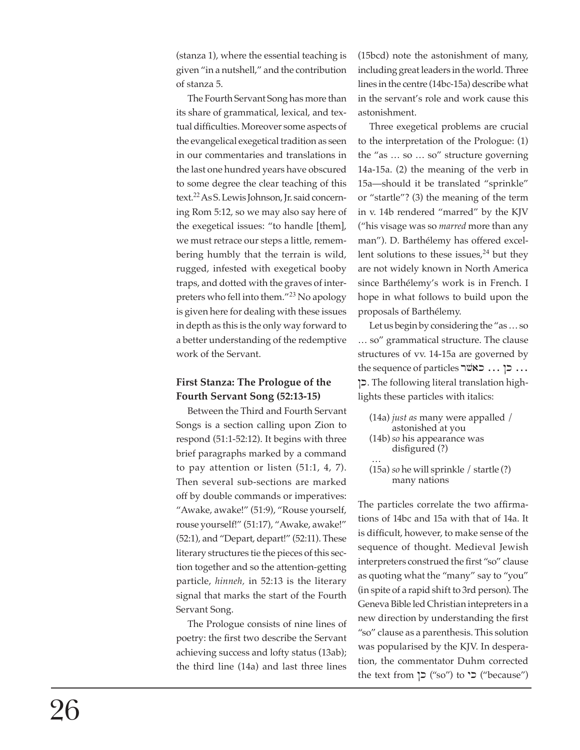(stanza 1), where the essential teaching is given "in a nutshell," and the contribution of stanza 5.

The Fourth Servant Song has more than its share of grammatical, lexical, and textual difficulties. Moreover some aspects of the evangelical exegetical tradition as seen in our commentaries and translations in the last one hundred years have obscured to some degree the clear teaching of this text.[22] As S. Lewis Johnson, Jr. said concerning Rom 5:12, so we may also say here of the exegetical issues: "to handle [them], we must retrace our steps a little, remembering humbly that the terrain is wild, rugged, infested with exegetical booby traps, and dotted with the graves of interpreters who fell into them."[23] No apology is given here for dealing with these issues in depth as this is the only way forward to a better understanding of the redemptive work of the Servant.

### First Stanza: The Prologue of the Fourth Servant Song (52:13-15)

Between the Third and Fourth Servant Songs is a section calling upon Zion to respond (51:1-52:12). It begins with three brief paragraphs marked by a command to pay attention or listen (51:1, 4, 7). Then several sub-sections are marked off by double commands or imperatives: "Awake, awake!" (51:9), "Rouse yourself, rouse yourself!" (51:17), "Awake, awake!" (52:1), and "Depart, depart!" (52:11). These literary structures tie the pieces of this section together and so the attention-getting particle, *hinneh,* in 52:13 is the literary signal that marks the start of the Fourth Servant Song.

The Prologue consists of nine lines of poetry: the first two describe the Servant achieving success and lofty status (13ab); the third line (14a) and last three lines (15bcd) note the astonishment of many, including great leaders in the world. Three lines in the centre (14bc-15a) describe what in the servant's role and work cause this astonishment.

Three exegetical problems are crucial to the interpretation of the Prologue: (1) the "as … so … so" structure governing 14a-15a. (2) the meaning of the verb in 15a—should it be translated "sprinkle" or "startle"? (3) the meaning of the term in v. 14b rendered "marred" by the KJV ("his visage was so *marred* more than any man"). D. Barthélemy has offered excellent solutions to these issues,[24] but they are not widely known in North America since Barthélemy's work is in French. I hope in what follows to build upon the proposals of Barthélemy.

Let us begin by considering the "as … so … so" grammatical structure. The clause structures of vv. 14-15a are governed by the sequence of particles כאשר ... כן ... כן. The following literal translation highlights these particles with italics:

(14a) *just as* many were appalled / astonished at you
(14b) *so* his appearance was disfigured (?)
…
(15a) *so* he will sprinkle / startle (?) many nations

The particles correlate the two affirmations of 14bc and 15a with that of 14a. It is difficult, however, to make sense of the sequence of thought. Medieval Jewish interpreters construed the first "so" clause as quoting what the "many" say to "you" (in spite of a rapid shift to 3rd person). The Geneva Bible led Christian intepreters in a new direction by understanding the first "so" clause as a parenthesis. This solution was popularised by the KJV. In desperation, the commentator Duhm corrected the text from כן ("so") to כי ("because")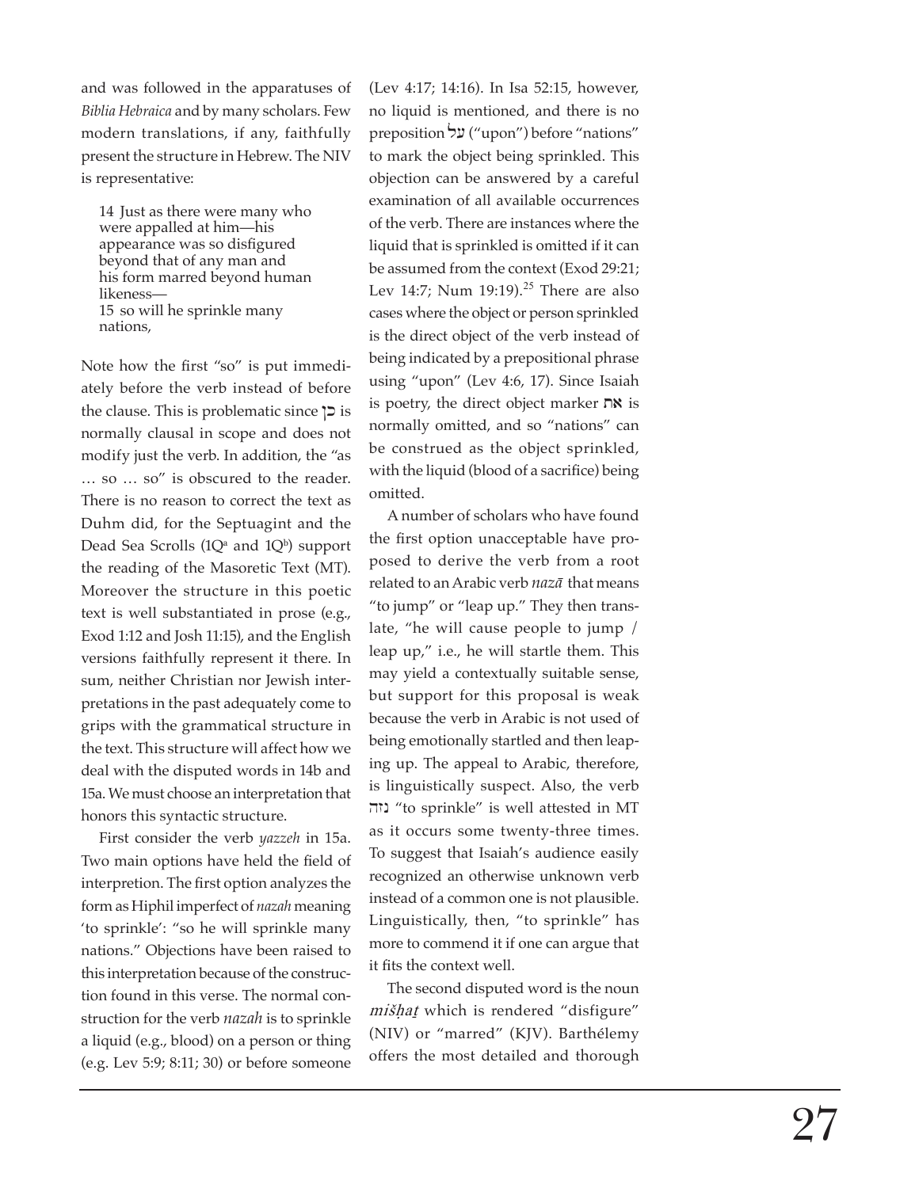and was followed in the apparatuses of *Biblia Hebraica* and by many scholars. Few modern translations, if any, faithfully present the structure in Hebrew. The NIV is representative:

> 14 Just as there were many who were appalled at him—his appearance was so disfigured beyond that of any man and his form marred beyond human likeness—
> 15 so will he sprinkle many nations,

Note how the first "so" is put immediately before the verb instead of before the clause. This is problematic since כן is normally clausal in scope and does not modify just the verb. In addition, the "as … so … so" is obscured to the reader. There is no reason to correct the text as Duhm did, for the Septuagint and the Dead Sea Scrolls (1Q[a] and 1Q[b]) support the reading of the Masoretic Text (MT). Moreover the structure in this poetic text is well substantiated in prose (e.g., Exod 1:12 and Josh 11:15), and the English versions faithfully represent it there. In sum, neither Christian nor Jewish interpretations in the past adequately come to grips with the grammatical structure in the text. This structure will affect how we deal with the disputed words in 14b and 15a. We must choose an interpretation that honors this syntactic structure.

First consider the verb *yazzeh* in 15a. Two main options have held the field of interpretion. The first option analyzes the form as Hiphil imperfect of *nazah* meaning 'to sprinkle': "so he will sprinkle many nations." Objections have been raised to this interpretation because of the construction found in this verse. The normal construction for the verb *nazah* is to sprinkle a liquid (e.g., blood) on a person or thing (e.g. Lev 5:9; 8:11; 30) or before someone (Lev 4:17; 14:16). In Isa 52:15, however, no liquid is mentioned, and there is no preposition על ("upon") before "nations" to mark the object being sprinkled. This objection can be answered by a careful examination of all available occurrences of the verb. There are instances where the liquid that is sprinkled is omitted if it can be assumed from the context (Exod 29:21; Lev 14:7; Num 19:19).[25] There are also cases where the object or person sprinkled is the direct object of the verb instead of being indicated by a prepositional phrase using "upon" (Lev 4:6, 17). Since Isaiah is poetry, the direct object marker את is normally omitted, and so "nations" can be construed as the object sprinkled, with the liquid (blood of a sacrifice) being omitted.

A number of scholars who have found the first option unacceptable have proposed to derive the verb from a root related to an Arabic verb *nazā* that means "to jump" or "leap up." They then translate, "he will cause people to jump / leap up," i.e., he will startle them. This may yield a contextually suitable sense, but support for this proposal is weak because the verb in Arabic is not used of being emotionally startled and then leaping up. The appeal to Arabic, therefore, is linguistically suspect. Also, the verb נזה "to sprinkle" is well attested in MT as it occurs some twenty-three times. To suggest that Isaiah's audience easily recognized an otherwise unknown verb instead of a common one is not plausible. Linguistically, then, "to sprinkle" has more to commend it if one can argue that it fits the context well.

The second disputed word is the noun *mišḥaṯ* which is rendered "disfigure" (NIV) or "marred" (KJV). Barthélemy offers the most detailed and thorough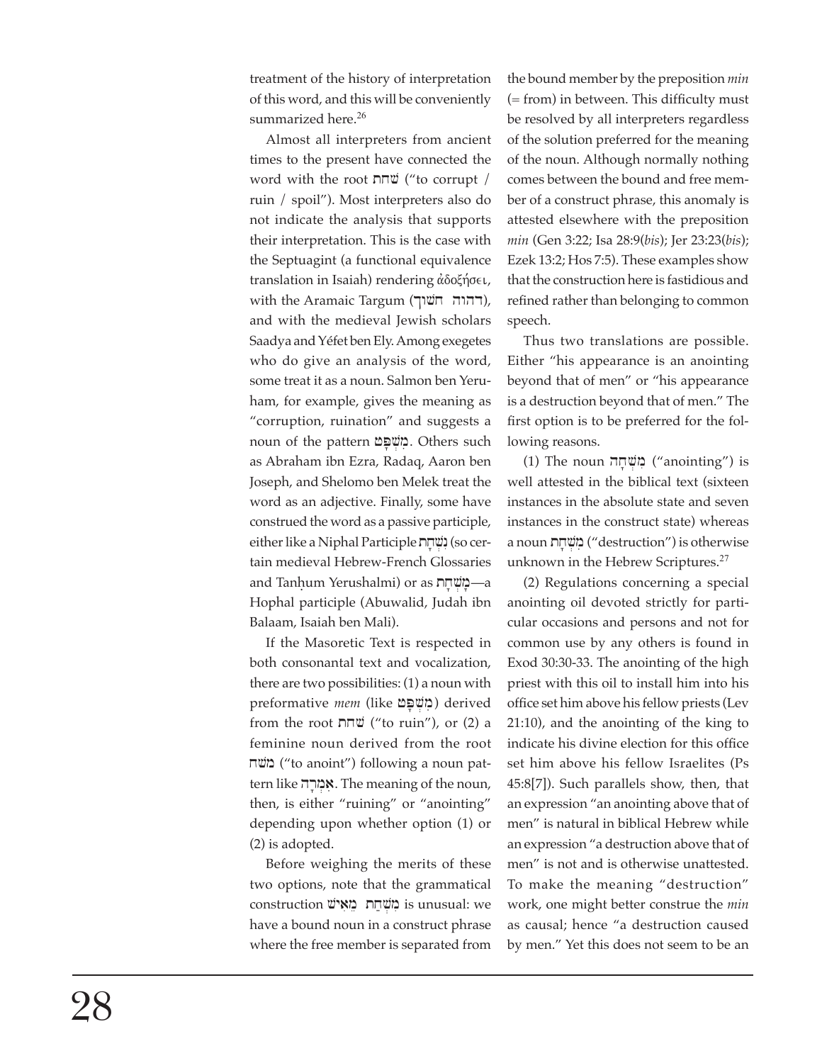treatment of the history of interpretation of this word, and this will be conveniently summarized here.[26]

Almost all interpreters from ancient times to the present have connected the word with the root שחת ("to corrupt / ruin / spoil"). Most interpreters also do not indicate the analysis that supports their interpretation. This is the case with the Septuagint (a functional equivalence translation in Isaiah) rendering ἀδοξήσει, with the Aramaic Targum (דהוה חשוך), and with the medieval Jewish scholars Saadya and Yéfet ben Ely. Among exegetes who do give an analysis of the word, some treat it as a noun. Salmon ben Yeruham, for example, gives the meaning as "corruption, ruination" and suggests a noun of the pattern מִשְׁפָּט. Others such as Abraham ibn Ezra, Radaq, Aaron ben Joseph, and Shelomo ben Melek treat the word as an adjective. Finally, some have construed the word as a passive participle, either like a Niphal Participle נִשְׁחָת (so certain medieval Hebrew-French Glossaries and Tanḥum Yerushalmi) or as מָשְׁחָת—a Hophal participle (Abuwalid, Judah ibn Balaam, Isaiah ben Mali).

If the Masoretic Text is respected in both consonantal text and vocalization, there are two possibilities: (1) a noun with preformative *mem* (like מִשְׁפָּט) derived from the root שחת ("to ruin"), or (2) a feminine noun derived from the root משח ("to anoint") following a noun pattern like אִמְרָה. The meaning of the noun, then, is either "ruining" or "anointing" depending upon whether option (1) or (2) is adopted.

Before weighing the merits of these two options, note that the grammatical construction מִשְׁחַת מֵאִישׁ is unusual: we have a bound noun in a construct phrase where the free member is separated from the bound member by the preposition *min* (= from) in between. This difficulty must be resolved by all interpreters regardless of the solution preferred for the meaning of the noun. Although normally nothing comes between the bound and free member of a construct phrase, this anomaly is attested elsewhere with the preposition *min* (Gen 3:22; Isa 28:9(*bis*); Jer 23:23(*bis*); Ezek 13:2; Hos 7:5). These examples show that the construction here is fastidious and refined rather than belonging to common speech.

Thus two translations are possible. Either "his appearance is an anointing beyond that of men" or "his appearance is a destruction beyond that of men." The first option is to be preferred for the following reasons.

(1) The noun מִשְׁחָה ("anointing") is well attested in the biblical text (sixteen instances in the absolute state and seven instances in the construct state) whereas a noun מִשְׁחָת ("destruction") is otherwise unknown in the Hebrew Scriptures.[27]

(2) Regulations concerning a special anointing oil devoted strictly for particular occasions and persons and not for common use by any others is found in Exod 30:30-33. The anointing of the high priest with this oil to install him into his office set him above his fellow priests (Lev 21:10), and the anointing of the king to indicate his divine election for this office set him above his fellow Israelites (Ps 45:8[7]). Such parallels show, then, that an expression "an anointing above that of men" is natural in biblical Hebrew while an expression "a destruction above that of men" is not and is otherwise unattested. To make the meaning "destruction" work, one might better construe the *min* as causal; hence "a destruction caused by men." Yet this does not seem to be an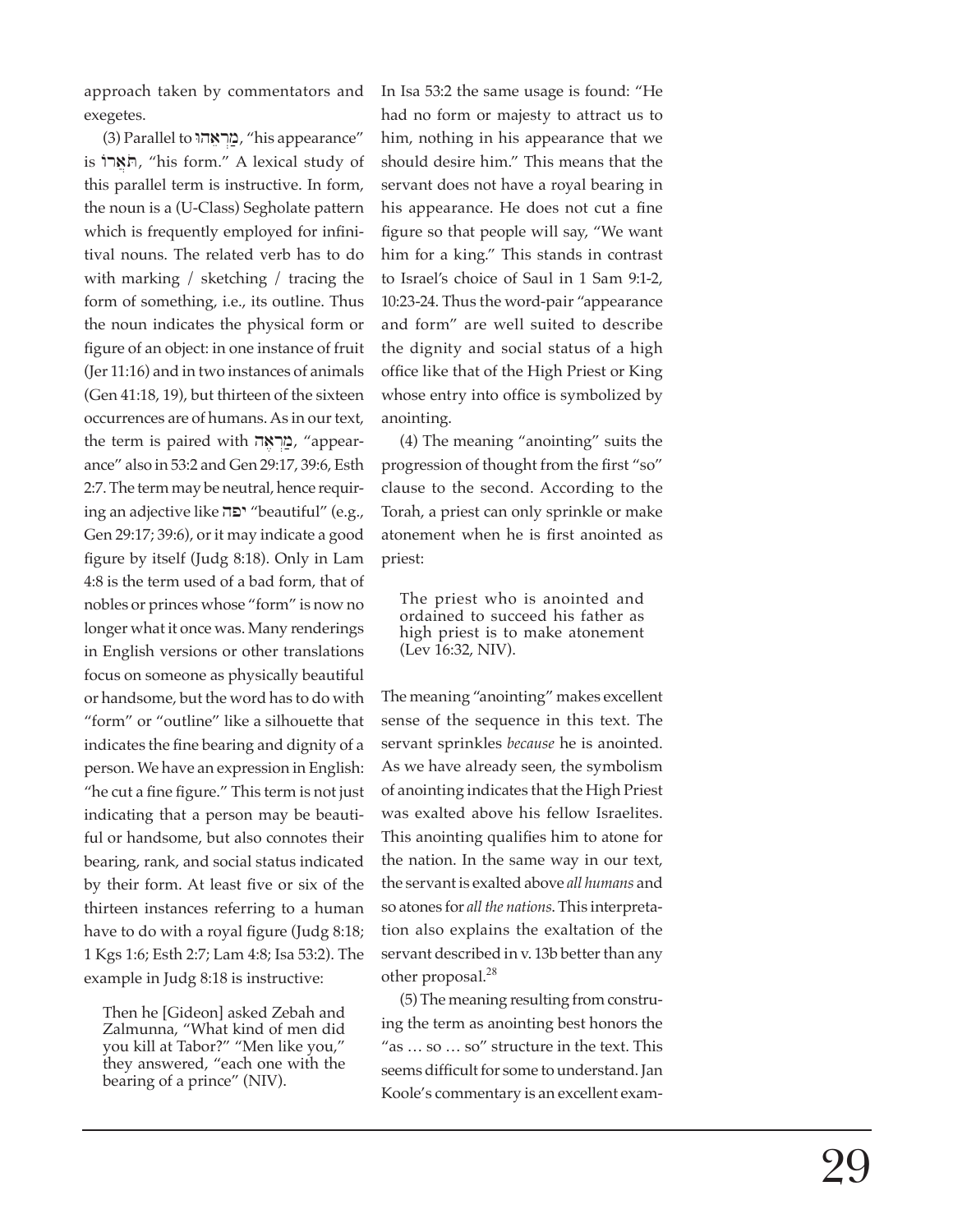approach taken by commentators and exegetes.

(3) Parallel to מַרְאֵהוּ, "his appearance" is תֹּאֲרוֹ, "his form." A lexical study of this parallel term is instructive. In form, the noun is a (U-Class) Segholate pattern which is frequently employed for infinitival nouns. The related verb has to do with marking / sketching / tracing the form of something, i.e., its outline. Thus the noun indicates the physical form or figure of an object: in one instance of fruit (Jer 11:16) and in two instances of animals (Gen 41:18, 19), but thirteen of the sixteen occurrences are of humans. As in our text, the term is paired with מַרְאֶה, "appearance" also in 53:2 and Gen 29:17, 39:6, Esth 2:7. The term may be neutral, hence requiring an adjective like יפה "beautiful" (e.g., Gen 29:17; 39:6), or it may indicate a good figure by itself (Judg 8:18). Only in Lam 4:8 is the term used of a bad form, that of nobles or princes whose "form" is now no longer what it once was. Many renderings in English versions or other translations focus on someone as physically beautiful or handsome, but the word has to do with "form" or "outline" like a silhouette that indicates the fine bearing and dignity of a person. We have an expression in English: "he cut a fine figure." This term is not just indicating that a person may be beautiful or handsome, but also connotes their bearing, rank, and social status indicated by their form. At least five or six of the thirteen instances referring to a human have to do with a royal figure (Judg 8:18; 1 Kgs 1:6; Esth 2:7; Lam 4:8; Isa 53:2). The example in Judg 8:18 is instructive:

> Then he [Gideon] asked Zebah and Zalmunna, "What kind of men did you kill at Tabor?" "Men like you," they answered, "each one with the bearing of a prince" (NIV).

In Isa 53:2 the same usage is found: "He had no form or majesty to attract us to him, nothing in his appearance that we should desire him." This means that the servant does not have a royal bearing in his appearance. He does not cut a fine figure so that people will say, "We want him for a king." This stands in contrast to Israel's choice of Saul in 1 Sam 9:1-2, 10:23-24. Thus the word-pair "appearance and form" are well suited to describe the dignity and social status of a high office like that of the High Priest or King whose entry into office is symbolized by anointing.

(4) The meaning "anointing" suits the progression of thought from the first "so" clause to the second. According to the Torah, a priest can only sprinkle or make atonement when he is first anointed as priest:

> The priest who is anointed and ordained to succeed his father as high priest is to make atonement (Lev 16:32, NIV).

The meaning "anointing" makes excellent sense of the sequence in this text. The servant sprinkles *because* he is anointed. As we have already seen, the symbolism of anointing indicates that the High Priest was exalted above his fellow Israelites. This anointing qualifies him to atone for the nation. In the same way in our text, the servant is exalted above *all humans* and so atones for *all the nations*. This interpretation also explains the exaltation of the servant described in v. 13b better than any other proposal.[28]

(5) The meaning resulting from construing the term as anointing best honors the "as … so … so" structure in the text. This seems difficult for some to understand. Jan Koole's commentary is an excellent exam-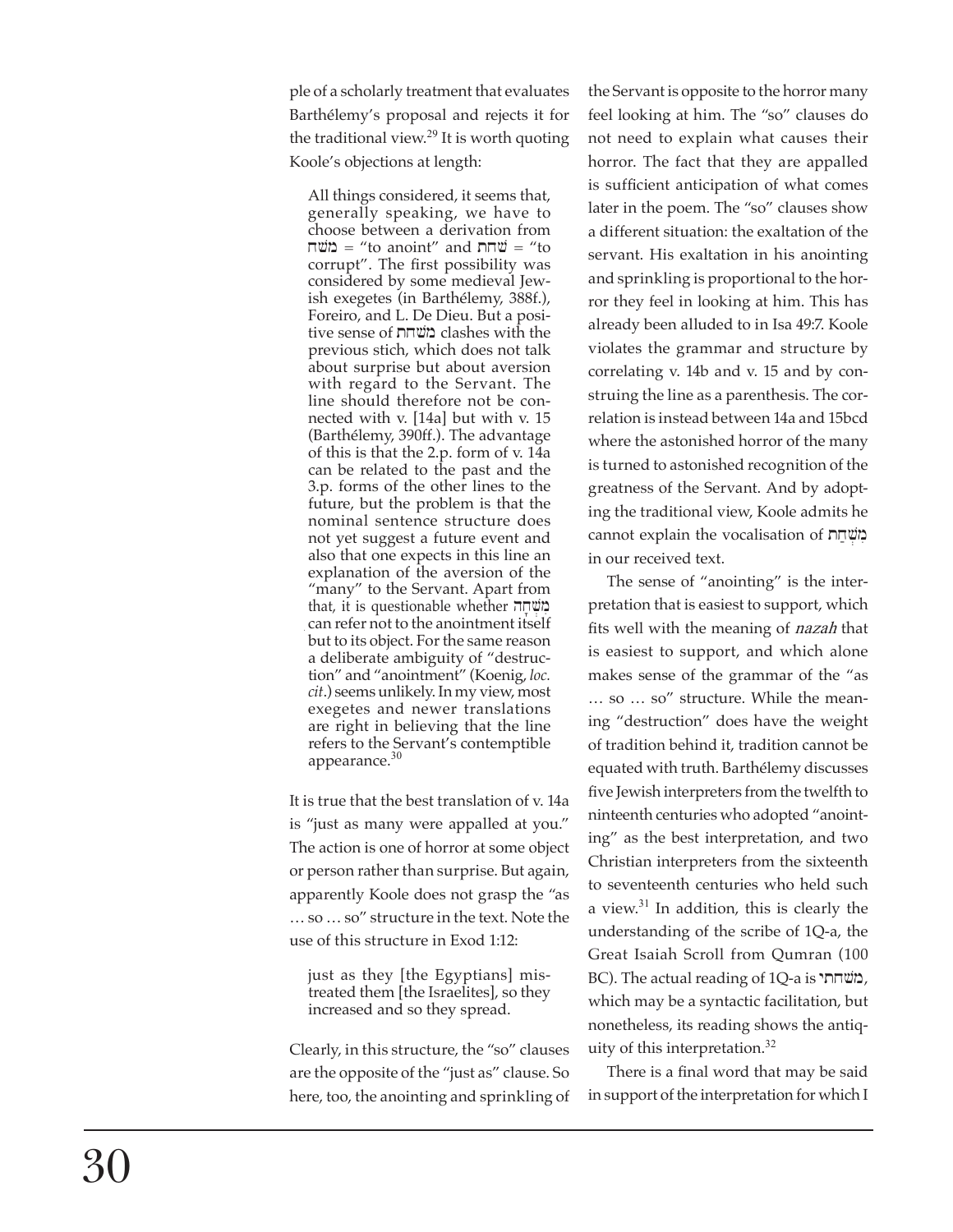ple of a scholarly treatment that evaluates Barthélemy's proposal and rejects it for the traditional view.[29] It is worth quoting Koole's objections at length:

> All things considered, it seems that, generally speaking, we have to choose between a derivation from משח = "to anoint" and שחת = "to corrupt". The first possibility was considered by some medieval Jewish exegetes (in Barthélemy, 388f.), Foreiro, and L. De Dieu. But a positive sense of משחת clashes with the previous stich, which does not talk about surprise but about aversion with regard to the Servant. The line should therefore not be connected with v. [14a] but with v. 15 (Barthélemy, 390ff.). The advantage of this is that the 2.p. form of v. 14a can be related to the past and the 3.p. forms of the other lines to the future, but the problem is that the nominal sentence structure does not yet suggest a future event and also that one expects in this line an explanation of the aversion of the "many" to the Servant. Apart from that, it is questionable whether מִשְׁחָה can refer not to the anointment itself but to its object. For the same reason a deliberate ambiguity of "destruction" and "anointment" (Koenig, *loc. cit.*) seems unlikely. In my view, most exegetes and newer translations are right in believing that the line refers to the Servant's contemptible appearance.[30]

It is true that the best translation of v. 14a is "just as many were appalled at you." The action is one of horror at some object or person rather than surprise. But again, apparently Koole does not grasp the "as … so … so" structure in the text. Note the use of this structure in Exod 1:12:

> just as they [the Egyptians] mistreated them [the Israelites], so they increased and so they spread.

Clearly, in this structure, the "so" clauses are the opposite of the "just as" clause. So here, too, the anointing and sprinkling of the Servant is opposite to the horror many feel looking at him. The "so" clauses do not need to explain what causes their horror. The fact that they are appalled is sufficient anticipation of what comes later in the poem. The "so" clauses show a different situation: the exaltation of the servant. His exaltation in his anointing and sprinkling is proportional to the horror they feel in looking at him. This has already been alluded to in Isa 49:7. Koole violates the grammar and structure by correlating v. 14b and v. 15 and by construing the line as a parenthesis. The correlation is instead between 14a and 15bcd where the astonished horror of the many is turned to astonished recognition of the greatness of the Servant. And by adopting the traditional view, Koole admits he cannot explain the vocalisation of מִשְׁחַת in our received text.

The sense of "anointing" is the interpretation that is easiest to support, which fits well with the meaning of *nazah* that is easiest to support, and which alone makes sense of the grammar of the "as … so … so" structure. While the meaning "destruction" does have the weight of tradition behind it, tradition cannot be equated with truth. Barthélemy discusses five Jewish interpreters from the twelfth to ninteenth centuries who adopted "anointing" as the best interpretation, and two Christian interpreters from the sixteenth to seventeenth centuries who held such a view.[31] In addition, this is clearly the understanding of the scribe of 1Q-a, the Great Isaiah Scroll from Qumran (100 BC). The actual reading of 1Q-a is משחתי, which may be a syntactic facilitation, but nonetheless, its reading shows the antiquity of this interpretation.[32]

There is a final word that may be said in support of the interpretation for which I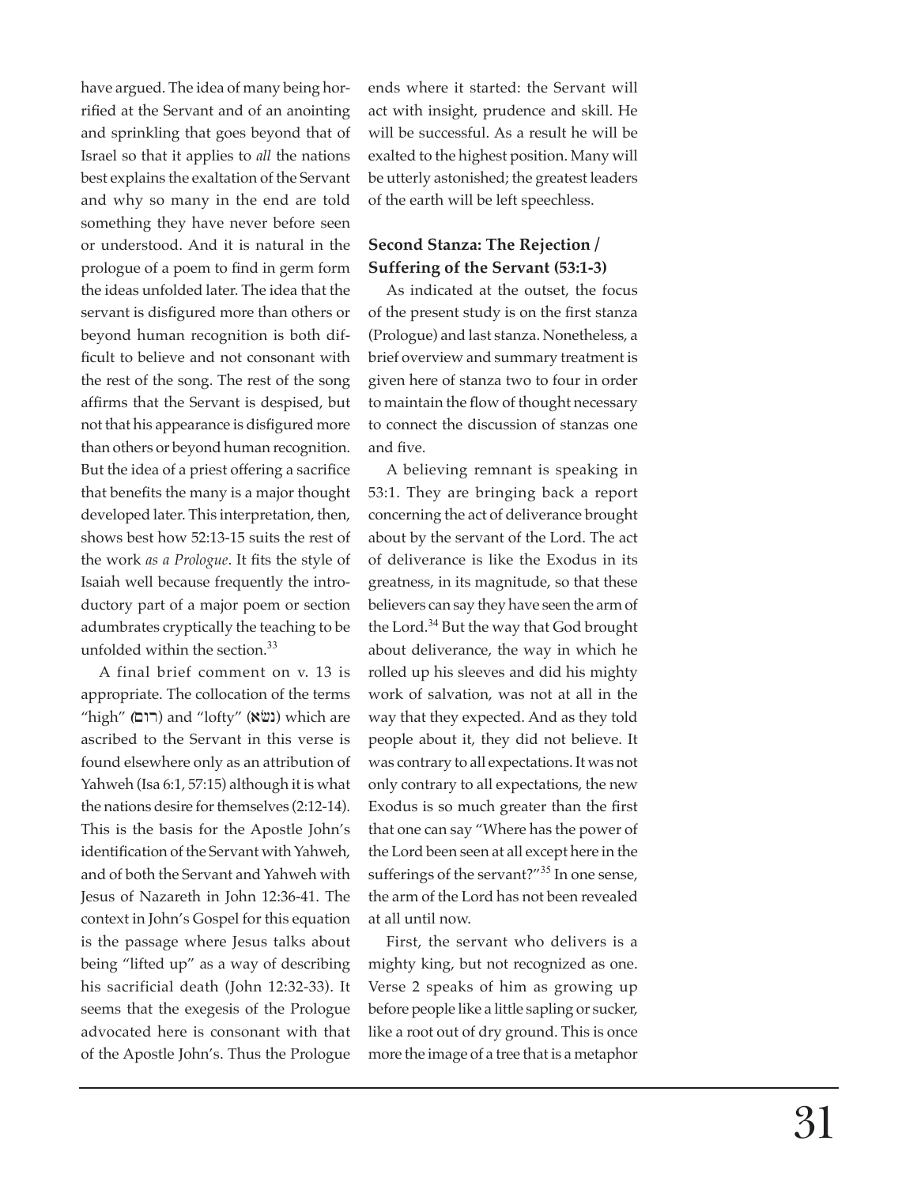have argued. The idea of many being horrified at the Servant and of an anointing and sprinkling that goes beyond that of Israel so that it applies to *all* the nations best explains the exaltation of the Servant and why so many in the end are told something they have never before seen or understood. And it is natural in the prologue of a poem to find in germ form the ideas unfolded later. The idea that the servant is disfigured more than others or beyond human recognition is both difficult to believe and not consonant with the rest of the song. The rest of the song affirms that the Servant is despised, but not that his appearance is disfigured more than others or beyond human recognition. But the idea of a priest offering a sacrifice that benefits the many is a major thought developed later. This interpretation, then, shows best how 52:13-15 suits the rest of the work *as a Prologue*. It fits the style of Isaiah well because frequently the introductory part of a major poem or section adumbrates cryptically the teaching to be unfolded within the section.[33]

A final brief comment on v. 13 is appropriate. The collocation of the terms "high" (רום) and "lofty" (נשׂא) which are ascribed to the Servant in this verse is found elsewhere only as an attribution of Yahweh (Isa 6:1, 57:15) although it is what the nations desire for themselves (2:12-14). This is the basis for the Apostle John's identification of the Servant with Yahweh, and of both the Servant and Yahweh with Jesus of Nazareth in John 12:36-41. The context in John's Gospel for this equation is the passage where Jesus talks about being "lifted up" as a way of describing his sacrificial death (John 12:32-33). It seems that the exegesis of the Prologue advocated here is consonant with that of the Apostle John's. Thus the Prologue ends where it started: the Servant will act with insight, prudence and skill. He will be successful. As a result he will be exalted to the highest position. Many will be utterly astonished; the greatest leaders of the earth will be left speechless.

### Second Stanza: The Rejection / Suffering of the Servant (53:1-3)

As indicated at the outset, the focus of the present study is on the first stanza (Prologue) and last stanza. Nonetheless, a brief overview and summary treatment is given here of stanza two to four in order to maintain the flow of thought necessary to connect the discussion of stanzas one and five.

A believing remnant is speaking in 53:1. They are bringing back a report concerning the act of deliverance brought about by the servant of the Lord. The act of deliverance is like the Exodus in its greatness, in its magnitude, so that these believers can say they have seen the arm of the Lord.[34] But the way that God brought about deliverance, the way in which he rolled up his sleeves and did his mighty work of salvation, was not at all in the way that they expected. And as they told people about it, they did not believe. It was contrary to all expectations. It was not only contrary to all expectations, the new Exodus is so much greater than the first that one can say "Where has the power of the Lord been seen at all except here in the sufferings of the servant?"[35] In one sense, the arm of the Lord has not been revealed at all until now.

First, the servant who delivers is a mighty king, but not recognized as one. Verse 2 speaks of him as growing up before people like a little sapling or sucker, like a root out of dry ground. This is once more the image of a tree that is a metaphor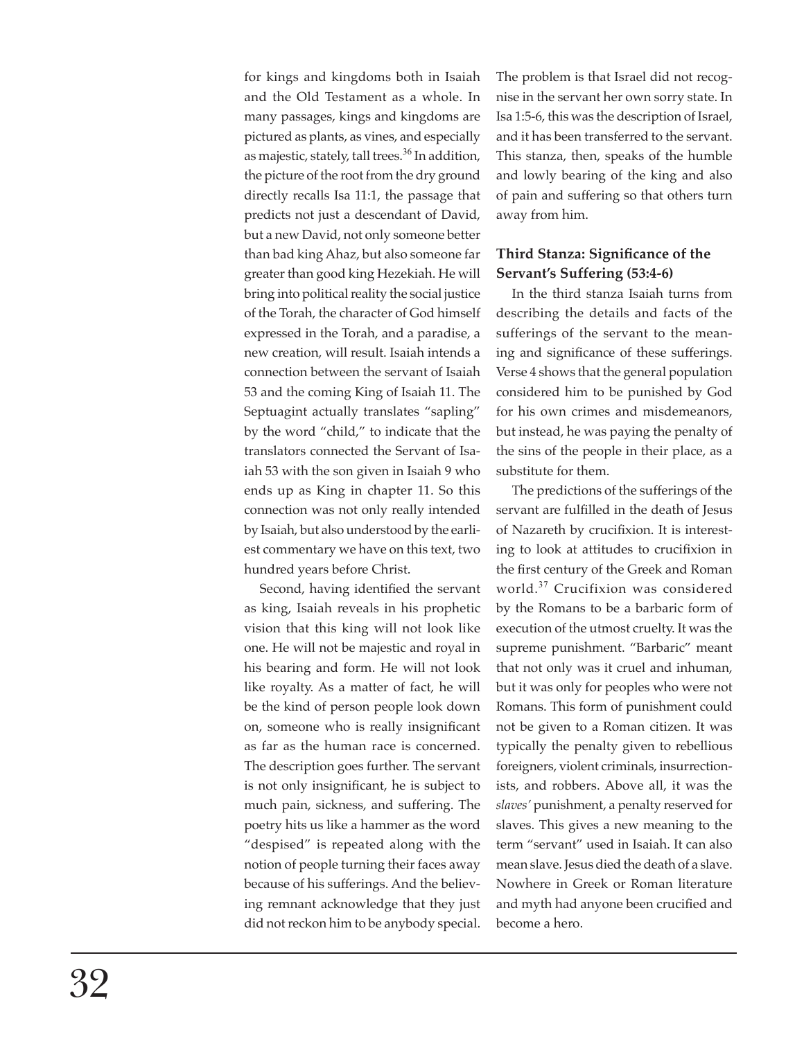for kings and kingdoms both in Isaiah and the Old Testament as a whole. In many passages, kings and kingdoms are pictured as plants, as vines, and especially as majestic, stately, tall trees.[36] In addition, the picture of the root from the dry ground directly recalls Isa 11:1, the passage that predicts not just a descendant of David, but a new David, not only someone better than bad king Ahaz, but also someone far greater than good king Hezekiah. He will bring into political reality the social justice of the Torah, the character of God himself expressed in the Torah, and a paradise, a new creation, will result. Isaiah intends a connection between the servant of Isaiah 53 and the coming King of Isaiah 11. The Septuagint actually translates "sapling" by the word "child," to indicate that the translators connected the Servant of Isaiah 53 with the son given in Isaiah 9 who ends up as King in chapter 11. So this connection was not only really intended by Isaiah, but also understood by the earliest commentary we have on this text, two hundred years before Christ.

Second, having identified the servant as king, Isaiah reveals in his prophetic vision that this king will not look like one. He will not be majestic and royal in his bearing and form. He will not look like royalty. As a matter of fact, he will be the kind of person people look down on, someone who is really insignificant as far as the human race is concerned. The description goes further. The servant is not only insignificant, he is subject to much pain, sickness, and suffering. The poetry hits us like a hammer as the word "despised" is repeated along with the notion of people turning their faces away because of his sufferings. And the believing remnant acknowledge that they just did not reckon him to be anybody special. The problem is that Israel did not recognise in the servant her own sorry state. In Isa 1:5-6, this was the description of Israel, and it has been transferred to the servant. This stanza, then, speaks of the humble and lowly bearing of the king and also of pain and suffering so that others turn away from him.

### Third Stanza: Significance of the Servant's Suffering (53:4-6)

In the third stanza Isaiah turns from describing the details and facts of the sufferings of the servant to the meaning and significance of these sufferings. Verse 4 shows that the general population considered him to be punished by God for his own crimes and misdemeanors, but instead, he was paying the penalty of the sins of the people in their place, as a substitute for them.

The predictions of the sufferings of the servant are fulfilled in the death of Jesus of Nazareth by crucifixion. It is interesting to look at attitudes to crucifixion in the first century of the Greek and Roman world.[37] Crucifixion was considered by the Romans to be a barbaric form of execution of the utmost cruelty. It was the supreme punishment. "Barbaric" meant that not only was it cruel and inhuman, but it was only for peoples who were not Romans. This form of punishment could not be given to a Roman citizen. It was typically the penalty given to rebellious foreigners, violent criminals, insurrectionists, and robbers. Above all, it was the *slaves'* punishment, a penalty reserved for slaves. This gives a new meaning to the term "servant" used in Isaiah. It can also mean slave. Jesus died the death of a slave. Nowhere in Greek or Roman literature and myth had anyone been crucified and become a hero.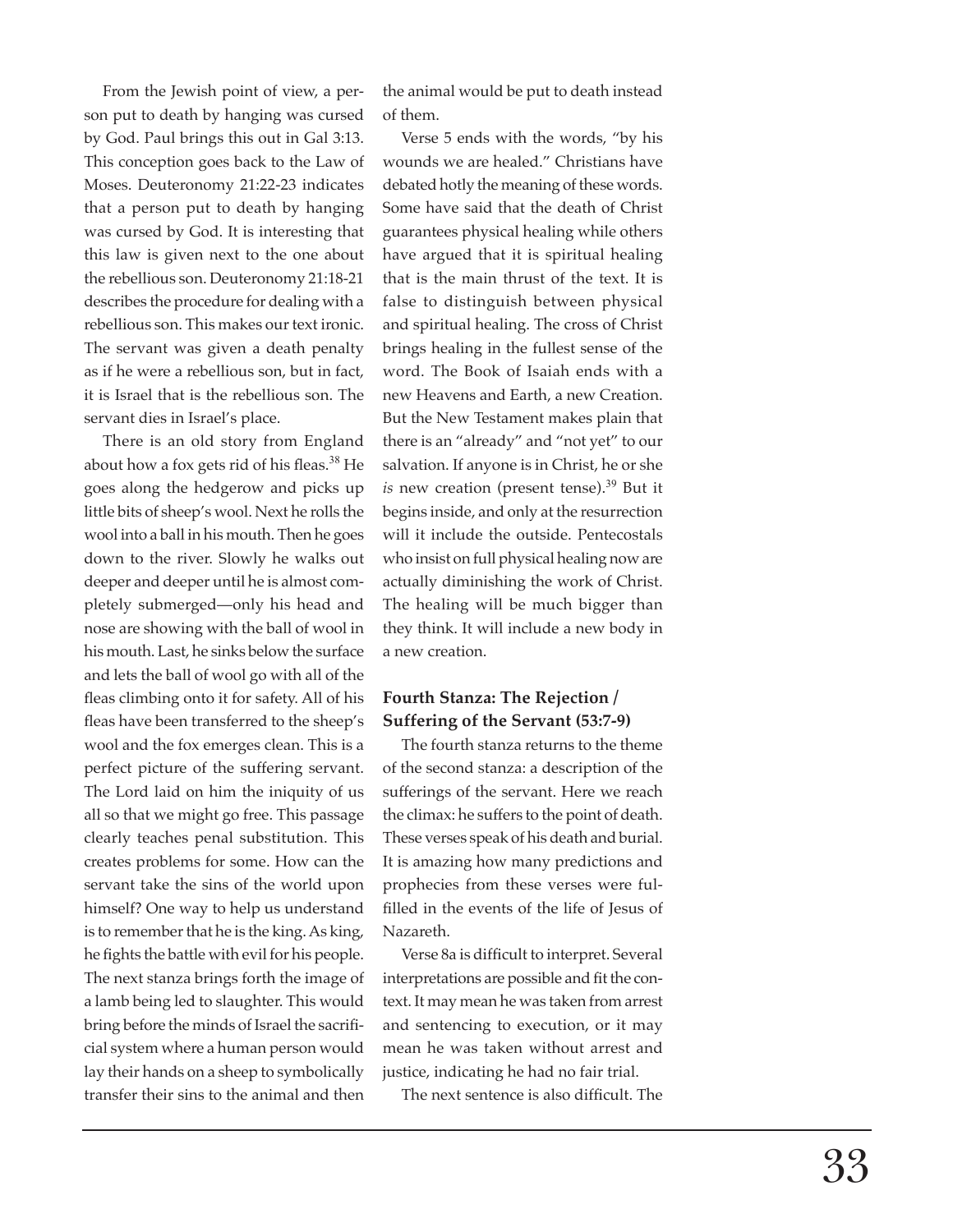From the Jewish point of view, a person put to death by hanging was cursed by God. Paul brings this out in Gal 3:13. This conception goes back to the Law of Moses. Deuteronomy 21:22-23 indicates that a person put to death by hanging was cursed by God. It is interesting that this law is given next to the one about the rebellious son. Deuteronomy 21:18-21 describes the procedure for dealing with a rebellious son. This makes our text ironic. The servant was given a death penalty as if he were a rebellious son, but in fact, it is Israel that is the rebellious son. The servant dies in Israel's place.

There is an old story from England about how a fox gets rid of his fleas.[38] He goes along the hedgerow and picks up little bits of sheep's wool. Next he rolls the wool into a ball in his mouth. Then he goes down to the river. Slowly he walks out deeper and deeper until he is almost completely submerged—only his head and nose are showing with the ball of wool in his mouth. Last, he sinks below the surface and lets the ball of wool go with all of the fleas climbing onto it for safety. All of his fleas have been transferred to the sheep's wool and the fox emerges clean. This is a perfect picture of the suffering servant. The Lord laid on him the iniquity of us all so that we might go free. This passage clearly teaches penal substitution. This creates problems for some. How can the servant take the sins of the world upon himself? One way to help us understand is to remember that he is the king. As king, he fights the battle with evil for his people. The next stanza brings forth the image of a lamb being led to slaughter. This would bring before the minds of Israel the sacrificial system where a human person would lay their hands on a sheep to symbolically transfer their sins to the animal and then the animal would be put to death instead of them.

Verse 5 ends with the words, "by his wounds we are healed." Christians have debated hotly the meaning of these words. Some have said that the death of Christ guarantees physical healing while others have argued that it is spiritual healing that is the main thrust of the text. It is false to distinguish between physical and spiritual healing. The cross of Christ brings healing in the fullest sense of the word. The Book of Isaiah ends with a new Heavens and Earth, a new Creation. But the New Testament makes plain that there is an "already" and "not yet" to our salvation. If anyone is in Christ, he or she *is* new creation (present tense).[39] But it begins inside, and only at the resurrection will it include the outside. Pentecostals who insist on full physical healing now are actually diminishing the work of Christ. The healing will be much bigger than they think. It will include a new body in a new creation.

**Fourth Stanza: The Rejection / Suffering of the Servant (53:7-9)**

The fourth stanza returns to the theme of the second stanza: a description of the sufferings of the servant. Here we reach the climax: he suffers to the point of death. These verses speak of his death and burial. It is amazing how many predictions and prophecies from these verses were fulfilled in the events of the life of Jesus of Nazareth.

Verse 8a is difficult to interpret. Several interpretations are possible and fit the context. It may mean he was taken from arrest and sentencing to execution, or it may mean he was taken without arrest and justice, indicating he had no fair trial.

The next sentence is also difficult. The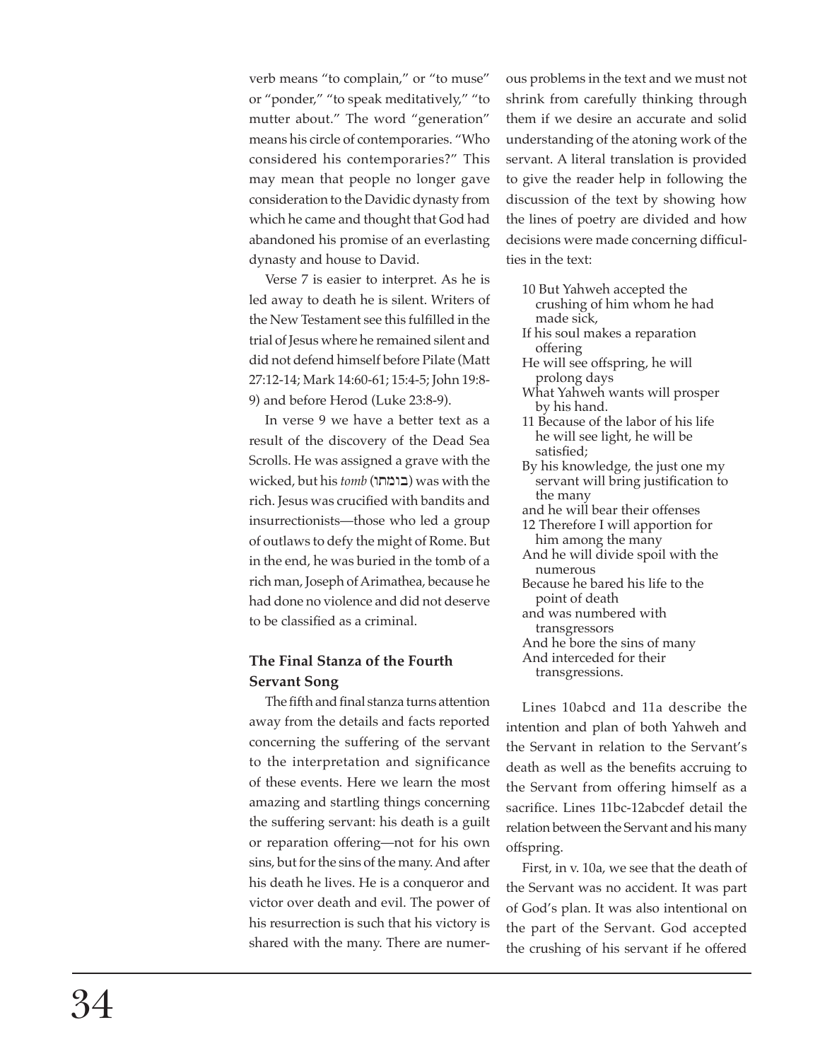verb means "to complain," or "to muse" or "ponder," "to speak meditatively," "to mutter about." The word "generation" means his circle of contemporaries. "Who considered his contemporaries?" This may mean that people no longer gave consideration to the Davidic dynasty from which he came and thought that God had abandoned his promise of an everlasting dynasty and house to David.

Verse 7 is easier to interpret. As he is led away to death he is silent. Writers of the New Testament see this fulfilled in the trial of Jesus where he remained silent and did not defend himself before Pilate (Matt 27:12-14; Mark 14:60-61; 15:4-5; John 19:8-9) and before Herod (Luke 23:8-9).

In verse 9 we have a better text as a result of the discovery of the Dead Sea Scrolls. He was assigned a grave with the wicked, but his *tomb* (בומתו) was with the rich. Jesus was crucified with bandits and insurrectionists—those who led a group of outlaws to defy the might of Rome. But in the end, he was buried in the tomb of a rich man, Joseph of Arimathea, because he had done no violence and did not deserve to be classified as a criminal.

### The Final Stanza of the Fourth Servant Song

The fifth and final stanza turns attention away from the details and facts reported concerning the suffering of the servant to the interpretation and significance of these events. Here we learn the most amazing and startling things concerning the suffering servant: his death is a guilt or reparation offering—not for his own sins, but for the sins of the many. And after his death he lives. He is a conqueror and victor over death and evil. The power of his resurrection is such that his victory is shared with the many. There are numerous problems in the text and we must not shrink from carefully thinking through them if we desire an accurate and solid understanding of the atoning work of the servant. A literal translation is provided to give the reader help in following the discussion of the text by showing how the lines of poetry are divided and how decisions were made concerning difficulties in the text:

10 But Yahweh accepted the crushing of him whom he had made sick,  
If his soul makes a reparation offering  
He will see offspring, he will prolong days  
What Yahweh wants will prosper by his hand.  
11 Because of the labor of his life he will see light, he will be satisfied;  
By his knowledge, the just one my servant will bring justification to the many  
and he will bear their offenses  
12 Therefore I will apportion for him among the many  
And he will divide spoil with the numerous  
Because he bared his life to the point of death  
and was numbered with transgressors  
And he bore the sins of many  
And interceded for their transgressions.

Lines 10abcd and 11a describe the intention and plan of both Yahweh and the Servant in relation to the Servant's death as well as the benefits accruing to the Servant from offering himself as a sacrifice. Lines 11bc-12abcdef detail the relation between the Servant and his many offspring.

First, in v. 10a, we see that the death of the Servant was no accident. It was part of God's plan. It was also intentional on the part of the Servant. God accepted the crushing of his servant if he offered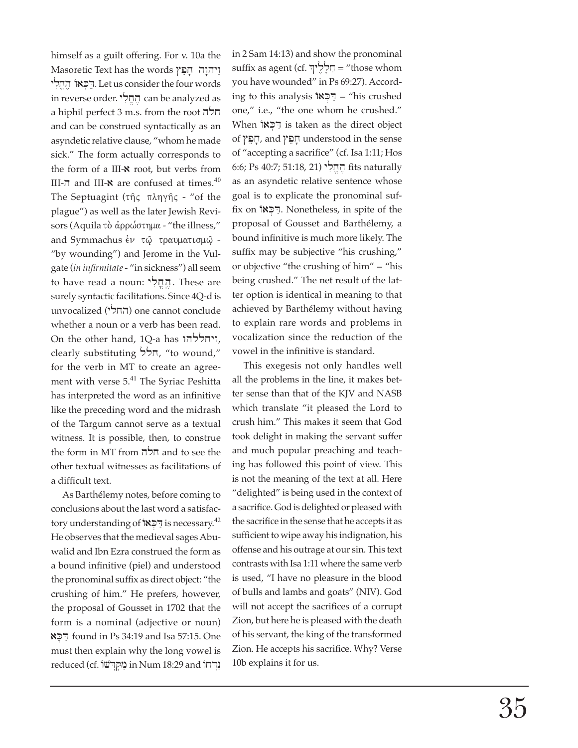himself as a guilt offering. For v. 10a the Masoretic Text has the words וַיהוָה חָפֵץ דַּכְּאוֹ הֶחֱלִי. Let us consider the four words in reverse order. הֶחֱלִי can be analyzed as a hiphil perfect 3 m.s. from the root חלה and can be construed syntactically as an asyndetic relative clause, "whom he made sick." The form actually corresponds to the form of a III-א root, but verbs from III-ה and III-א are confused at times.[40] The Septuagint (τῆς πληγῆς - "of the plague") as well as the later Jewish Revisors (Aquila τὸ ἀρρώστημα - "the illness," and Symmachus ἐν τῷ τραυματισμῷ - "by wounding") and Jerome in the Vulgate (*in infirmitate* - "in sickness") all seem to have read a noun: הָחֳלִי. These are surely syntactic facilitations. Since 4Q-d is unvocalized (החלי) one cannot conclude whether a noun or a verb has been read. On the other hand, 1Q-a has ויחללהו, clearly substituting חלל, "to wound," for the verb in MT to create an agreement with verse 5.[41] The Syriac Peshitta has interpreted the word as an infinitive like the preceding word and the midrash of the Targum cannot serve as a textual witness. It is possible, then, to construe the form in MT from חלה and to see the other textual witnesses as facilitations of a difficult text.

As Barthélemy notes, before coming to conclusions about the last word a satisfactory understanding of דַּכְּאוֹ is necessary.[42] He observes that the medieval sages Abuwalid and Ibn Ezra construed the form as a bound infinitive (piel) and understood the pronominal suffix as direct object: "the crushing of him." He prefers, however, the proposal of Gousset in 1702 that the form is a nominal (adjective or noun) דַּכָּא found in Ps 34:19 and Isa 57:15. One must then explain why the long vowel is reduced (cf. מִקְדְּשׁוֹ in Num 18:29 and נִדְּחוֹ in 2 Sam 14:13) and show the pronominal suffix as agent (cf. חֲלָלֶיךָ = "those whom you have wounded" in Ps 69:27). According to this analysis דַּכְּאוֹ = "his crushed one," i.e., "the one whom he crushed." When דַּכְּאוֹ is taken as the direct object of חָפֵץ, and חָפֵץ understood in the sense of "accepting a sacrifice" (cf. Isa 1:11; Hos 6:6; Ps 40:7; 51:18, 21) הֶחֱלִי fits naturally as an asyndetic relative sentence whose goal is to explicate the pronominal suffix on דַּכְּאוֹ. Nonetheless, in spite of the proposal of Gousset and Barthélemy, a bound infinitive is much more likely. The suffix may be subjective "his crushing," or objective "the crushing of him" = "his being crushed." The net result of the latter option is identical in meaning to that achieved by Barthélemy without having to explain rare words and problems in vocalization since the reduction of the vowel in the infinitive is standard.

This exegesis not only handles well all the problems in the line, it makes better sense than that of the KJV and NASB which translate "it pleased the Lord to crush him." This makes it seem that God took delight in making the servant suffer and much popular preaching and teaching has followed this point of view. This is not the meaning of the text at all. Here "delighted" is being used in the context of a sacrifice. God is delighted or pleased with the sacrifice in the sense that he accepts it as sufficient to wipe away his indignation, his offense and his outrage at our sin. This text contrasts with Isa 1:11 where the same verb is used, "I have no pleasure in the blood of bulls and lambs and goats" (NIV). God will not accept the sacrifices of a corrupt Zion, but here he is pleased with the death of his servant, the king of the transformed Zion. He accepts his sacrifice. Why? Verse 10b explains it for us.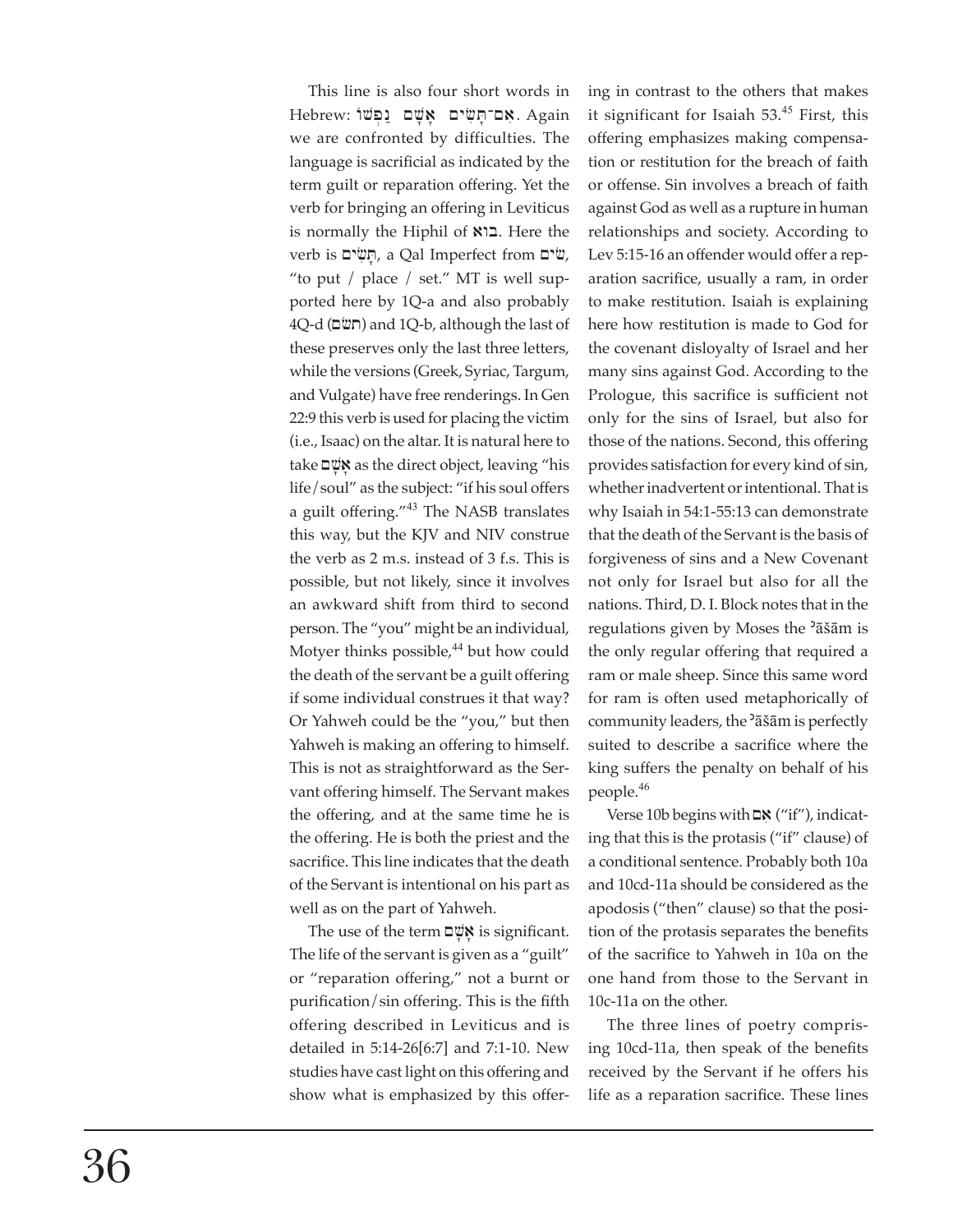This line is also four short words in Hebrew: אִם־תָּשִׂים אָשָׁם נַפְשׁוֹ. Again we are confronted by difficulties. The language is sacrificial as indicated by the term guilt or reparation offering. Yet the verb for bringing an offering in Leviticus is normally the Hiphil of בוא. Here the verb is תָּשִׂים, a Qal Imperfect from שִׂים, "to put / place / set." MT is well supported here by 1Q-a and also probably 4Q-d (תשׂם) and 1Q-b, although the last of these preserves only the last three letters, while the versions (Greek, Syriac, Targum, and Vulgate) have free renderings. In Gen 22:9 this verb is used for placing the victim (i.e., Isaac) on the altar. It is natural here to take אָשָׁם as the direct object, leaving "his life/soul" as the subject: "if his soul offers a guilt offering."[43] The NASB translates this way, but the KJV and NIV construe the verb as 2 m.s. instead of 3 f.s. This is possible, but not likely, since it involves an awkward shift from third to second person. The "you" might be an individual, Motyer thinks possible,[44] but how could the death of the servant be a guilt offering if some individual construes it that way? Or Yahweh could be the "you," but then Yahweh is making an offering to himself. This is not as straightforward as the Servant offering himself. The Servant makes the offering, and at the same time he is the offering. He is both the priest and the sacrifice. This line indicates that the death of the Servant is intentional on his part as well as on the part of Yahweh.

The use of the term אָשָׁם is significant. The life of the servant is given as a "guilt" or "reparation offering," not a burnt or purification/sin offering. This is the fifth offering described in Leviticus and is detailed in 5:14-26[6:7] and 7:1-10. New studies have cast light on this offering and show what is emphasized by this offering in contrast to the others that makes it significant for Isaiah 53.[45] First, this offering emphasizes making compensation or restitution for the breach of faith or offense. Sin involves a breach of faith against God as well as a rupture in human relationships and society. According to Lev 5:15-16 an offender would offer a reparation sacrifice, usually a ram, in order to make restitution. Isaiah is explaining here how restitution is made to God for the covenant disloyalty of Israel and her many sins against God. According to the Prologue, this sacrifice is sufficient not only for the sins of Israel, but also for those of the nations. Second, this offering provides satisfaction for every kind of sin, whether inadvertent or intentional. That is why Isaiah in 54:1-55:13 can demonstrate that the death of the Servant is the basis of forgiveness of sins and a New Covenant not only for Israel but also for all the nations. Third, D. I. Block notes that in the regulations given by Moses the ʾāšām is the only regular offering that required a ram or male sheep. Since this same word for ram is often used metaphorically of community leaders, the ʾāšām is perfectly suited to describe a sacrifice where the king suffers the penalty on behalf of his people.[46]

Verse 10b begins with אִם ("if"), indicating that this is the protasis ("if" clause) of a conditional sentence. Probably both 10a and 10cd-11a should be considered as the apodosis ("then" clause) so that the position of the protasis separates the benefits of the sacrifice to Yahweh in 10a on the one hand from those to the Servant in 10c-11a on the other.

The three lines of poetry comprising 10cd-11a, then speak of the benefits received by the Servant if he offers his life as a reparation sacrifice. These lines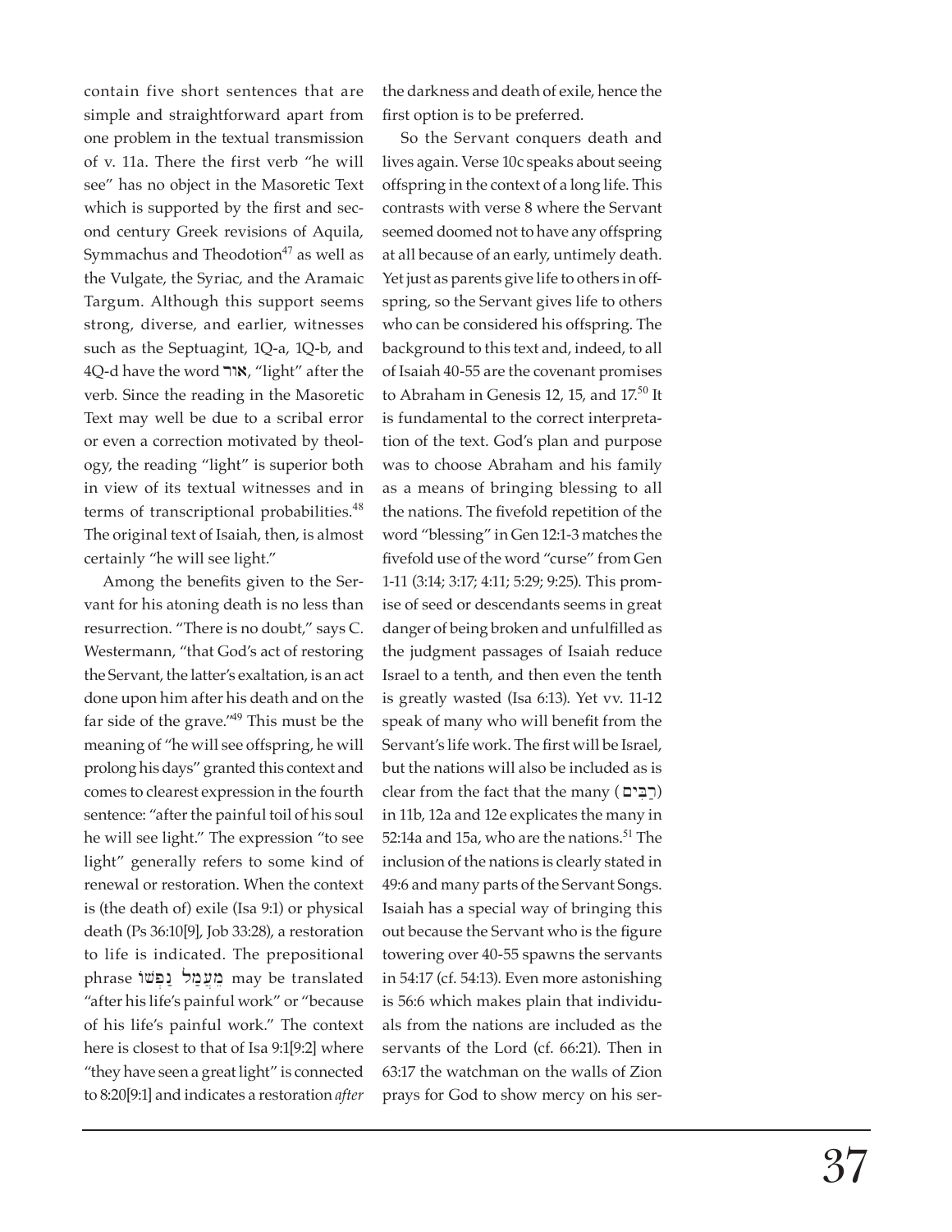contain five short sentences that are simple and straightforward apart from one problem in the textual transmission of v. 11a. There the first verb "he will see" has no object in the Masoretic Text which is supported by the first and second century Greek revisions of Aquila, Symmachus and Theodotion[47] as well as the Vulgate, the Syriac, and the Aramaic Targum. Although this support seems strong, diverse, and earlier, witnesses such as the Septuagint, 1Q-a, 1Q-b, and 4Q-d have the word אור, "light" after the verb. Since the reading in the Masoretic Text may well be due to a scribal error or even a correction motivated by theology, the reading "light" is superior both in view of its textual witnesses and in terms of transcriptional probabilities.[48] The original text of Isaiah, then, is almost certainly "he will see light."

Among the benefits given to the Servant for his atoning death is no less than resurrection. "There is no doubt," says C. Westermann, "that God's act of restoring the Servant, the latter's exaltation, is an act done upon him after his death and on the far side of the grave."[49] This must be the meaning of "he will see offspring, he will prolong his days" granted this context and comes to clearest expression in the fourth sentence: "after the painful toil of his soul he will see light." The expression "to see light" generally refers to some kind of renewal or restoration. When the context is (the death of) exile (Isa 9:1) or physical death (Ps 36:10[9], Job 33:28), a restoration to life is indicated. The prepositional phrase מֵעֲמַל נַפְשׁוֹ may be translated "after his life's painful work" or "because of his life's painful work." The context here is closest to that of Isa 9:1[9:2] where "they have seen a great light" is connected to 8:20[9:1] and indicates a restoration *after* the darkness and death of exile, hence the first option is to be preferred.

So the Servant conquers death and lives again. Verse 10c speaks about seeing offspring in the context of a long life. This contrasts with verse 8 where the Servant seemed doomed not to have any offspring at all because of an early, untimely death. Yet just as parents give life to others in offspring, so the Servant gives life to others who can be considered his offspring. The background to this text and, indeed, to all of Isaiah 40-55 are the covenant promises to Abraham in Genesis 12, 15, and 17.[50] It is fundamental to the correct interpretation of the text. God's plan and purpose was to choose Abraham and his family as a means of bringing blessing to all the nations. The fivefold repetition of the word "blessing" in Gen 12:1-3 matches the fivefold use of the word "curse" from Gen 1-11 (3:14; 3:17; 4:11; 5:29; 9:25). This promise of seed or descendants seems in great danger of being broken and unfulfilled as the judgment passages of Isaiah reduce Israel to a tenth, and then even the tenth is greatly wasted (Isa 6:13). Yet vv. 11-12 speak of many who will benefit from the Servant's life work. The first will be Israel, but the nations will also be included as is clear from the fact that the many (רַבִּים) in 11b, 12a and 12e explicates the many in 52:14a and 15a, who are the nations.[51] The inclusion of the nations is clearly stated in 49:6 and many parts of the Servant Songs. Isaiah has a special way of bringing this out because the Servant who is the figure towering over 40-55 spawns the servants in 54:17 (cf. 54:13). Even more astonishing is 56:6 which makes plain that individuals from the nations are included as the servants of the Lord (cf. 66:21). Then in 63:17 the watchman on the walls of Zion prays for God to show mercy on his ser-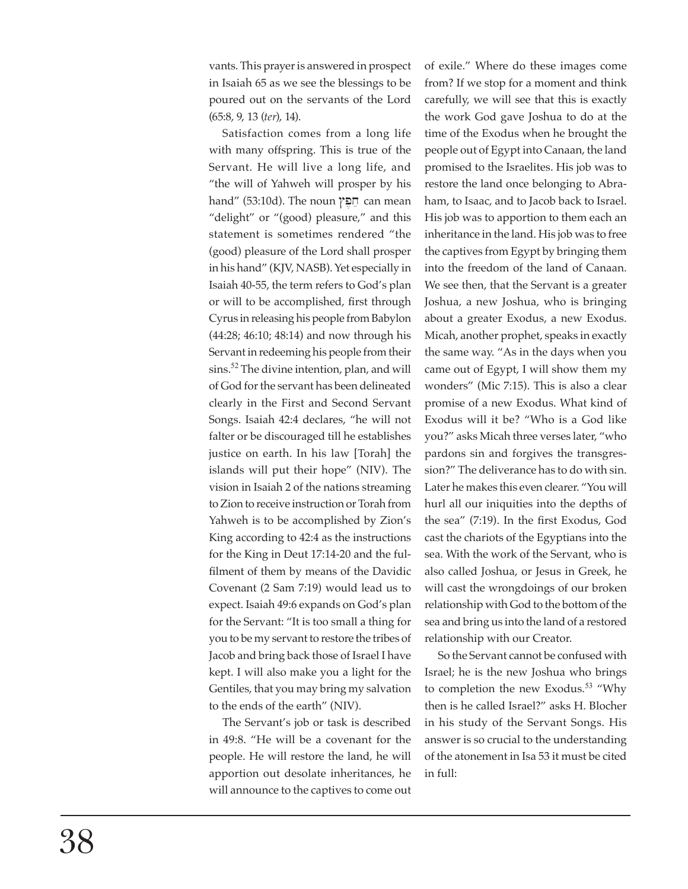vants. This prayer is answered in prospect in Isaiah 65 as we see the blessings to be poured out on the servants of the Lord (65:8, 9, 13 (*ter*), 14).

Satisfaction comes from a long life with many offspring. This is true of the Servant. He will live a long life, and "the will of Yahweh will prosper by his hand" (53:10d). The noun חֵפֶץ can mean "delight" or "(good) pleasure," and this statement is sometimes rendered "the (good) pleasure of the Lord shall prosper in his hand" (KJV, NASB). Yet especially in Isaiah 40-55, the term refers to God's plan or will to be accomplished, first through Cyrus in releasing his people from Babylon (44:28; 46:10; 48:14) and now through his Servant in redeeming his people from their sins.[52] The divine intention, plan, and will of God for the servant has been delineated clearly in the First and Second Servant Songs. Isaiah 42:4 declares, "he will not falter or be discouraged till he establishes justice on earth. In his law [Torah] the islands will put their hope" (NIV). The vision in Isaiah 2 of the nations streaming to Zion to receive instruction or Torah from Yahweh is to be accomplished by Zion's King according to 42:4 as the instructions for the King in Deut 17:14-20 and the fulfilment of them by means of the Davidic Covenant (2 Sam 7:19) would lead us to expect. Isaiah 49:6 expands on God's plan for the Servant: "It is too small a thing for you to be my servant to restore the tribes of Jacob and bring back those of Israel I have kept. I will also make you a light for the Gentiles, that you may bring my salvation to the ends of the earth" (NIV).

The Servant's job or task is described in 49:8. "He will be a covenant for the people. He will restore the land, he will apportion out desolate inheritances, he will announce to the captives to come out of exile." Where do these images come from? If we stop for a moment and think carefully, we will see that this is exactly the work God gave Joshua to do at the time of the Exodus when he brought the people out of Egypt into Canaan, the land promised to the Israelites. His job was to restore the land once belonging to Abraham, to Isaac, and to Jacob back to Israel. His job was to apportion to them each an inheritance in the land. His job was to free the captives from Egypt by bringing them into the freedom of the land of Canaan. We see then, that the Servant is a greater Joshua, a new Joshua, who is bringing about a greater Exodus, a new Exodus. Micah, another prophet, speaks in exactly the same way. "As in the days when you came out of Egypt, I will show them my wonders" (Mic 7:15). This is also a clear promise of a new Exodus. What kind of Exodus will it be? "Who is a God like you?" asks Micah three verses later, "who pardons sin and forgives the transgression?" The deliverance has to do with sin. Later he makes this even clearer. "You will hurl all our iniquities into the depths of the sea" (7:19). In the first Exodus, God cast the chariots of the Egyptians into the sea. With the work of the Servant, who is also called Joshua, or Jesus in Greek, he will cast the wrongdoings of our broken relationship with God to the bottom of the sea and bring us into the land of a restored relationship with our Creator.

So the Servant cannot be confused with Israel; he is the new Joshua who brings to completion the new Exodus.[53] "Why then is he called Israel?" asks H. Blocher in his study of the Servant Songs. His answer is so crucial to the understanding of the atonement in Isa 53 it must be cited in full: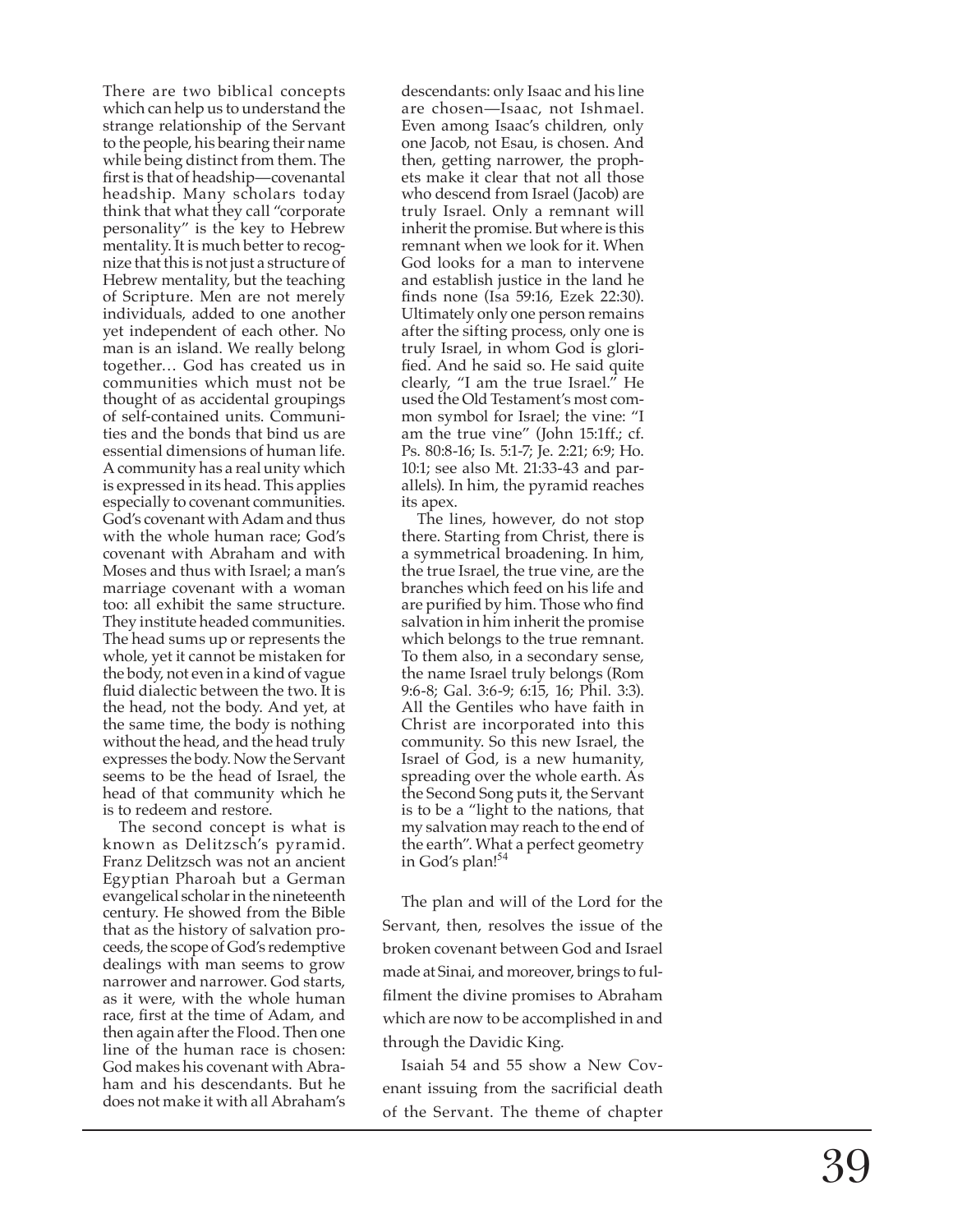There are two biblical concepts which can help us to understand the strange relationship of the Servant to the people, his bearing their name while being distinct from them. The first is that of headship—covenantal headship. Many scholars today think that what they call "corporate personality" is the key to Hebrew mentality. It is much better to recognize that this is not just a structure of Hebrew mentality, but the teaching of Scripture. Men are not merely individuals, added to one another yet independent of each other. No man is an island. We really belong together… God has created us in communities which must not be thought of as accidental groupings of self-contained units. Communities and the bonds that bind us are essential dimensions of human life. A community has a real unity which is expressed in its head. This applies especially to covenant communities. God's covenant with Adam and thus with the whole human race; God's covenant with Abraham and with Moses and thus with Israel; a man's marriage covenant with a woman too: all exhibit the same structure. They institute headed communities. The head sums up or represents the whole, yet it cannot be mistaken for the body, not even in a kind of vague fluid dialectic between the two. It is the head, not the body. And yet, at the same time, the body is nothing without the head, and the head truly expresses the body. Now the Servant seems to be the head of Israel, the head of that community which he is to redeem and restore.

The second concept is what is known as Delitzsch's pyramid. Franz Delitzsch was not an ancient Egyptian Pharoah but a German evangelical scholar in the nineteenth century. He showed from the Bible that as the history of salvation proceeds, the scope of God's redemptive dealings with man seems to grow narrower and narrower. God starts, as it were, with the whole human race, first at the time of Adam, and then again after the Flood. Then one line of the human race is chosen: God makes his covenant with Abraham and his descendants. But he does not make it with all Abraham's descendants: only Isaac and his line are chosen—Isaac, not Ishmael. Even among Isaac's children, only one Jacob, not Esau, is chosen. And then, getting narrower, the prophets make it clear that not all those who descend from Israel (Jacob) are truly Israel. Only a remnant will inherit the promise. But where is this remnant when we look for it. When God looks for a man to intervene and establish justice in the land he finds none (Isa 59:16, Ezek 22:30). Ultimately only one person remains after the sifting process, only one is truly Israel, in whom God is glorified. And he said so. He said quite clearly, "I am the true Israel." He used the Old Testament's most common symbol for Israel; the vine: "I am the true vine" (John 15:1ff.; cf. Ps. 80:8-16; Is. 5:1-7; Je. 2:21; 6:9; Ho. 10:1; see also Mt. 21:33-43 and parallels). In him, the pyramid reaches its apex.

The lines, however, do not stop there. Starting from Christ, there is a symmetrical broadening. In him, the true Israel, the true vine, are the branches which feed on his life and are purified by him. Those who find salvation in him inherit the promise which belongs to the true remnant. To them also, in a secondary sense, the name Israel truly belongs (Rom 9:6-8; Gal. 3:6-9; 6:15, 16; Phil. 3:3). All the Gentiles who have faith in Christ are incorporated into this community. So this new Israel, the Israel of God, is a new humanity, spreading over the whole earth. As the Second Song puts it, the Servant is to be a "light to the nations, that my salvation may reach to the end of the earth". What a perfect geometry in God's plan![54]

The plan and will of the Lord for the Servant, then, resolves the issue of the broken covenant between God and Israel made at Sinai, and moreover, brings to fulfilment the divine promises to Abraham which are now to be accomplished in and through the Davidic King.

Isaiah 54 and 55 show a New Covenant issuing from the sacrificial death of the Servant. The theme of chapter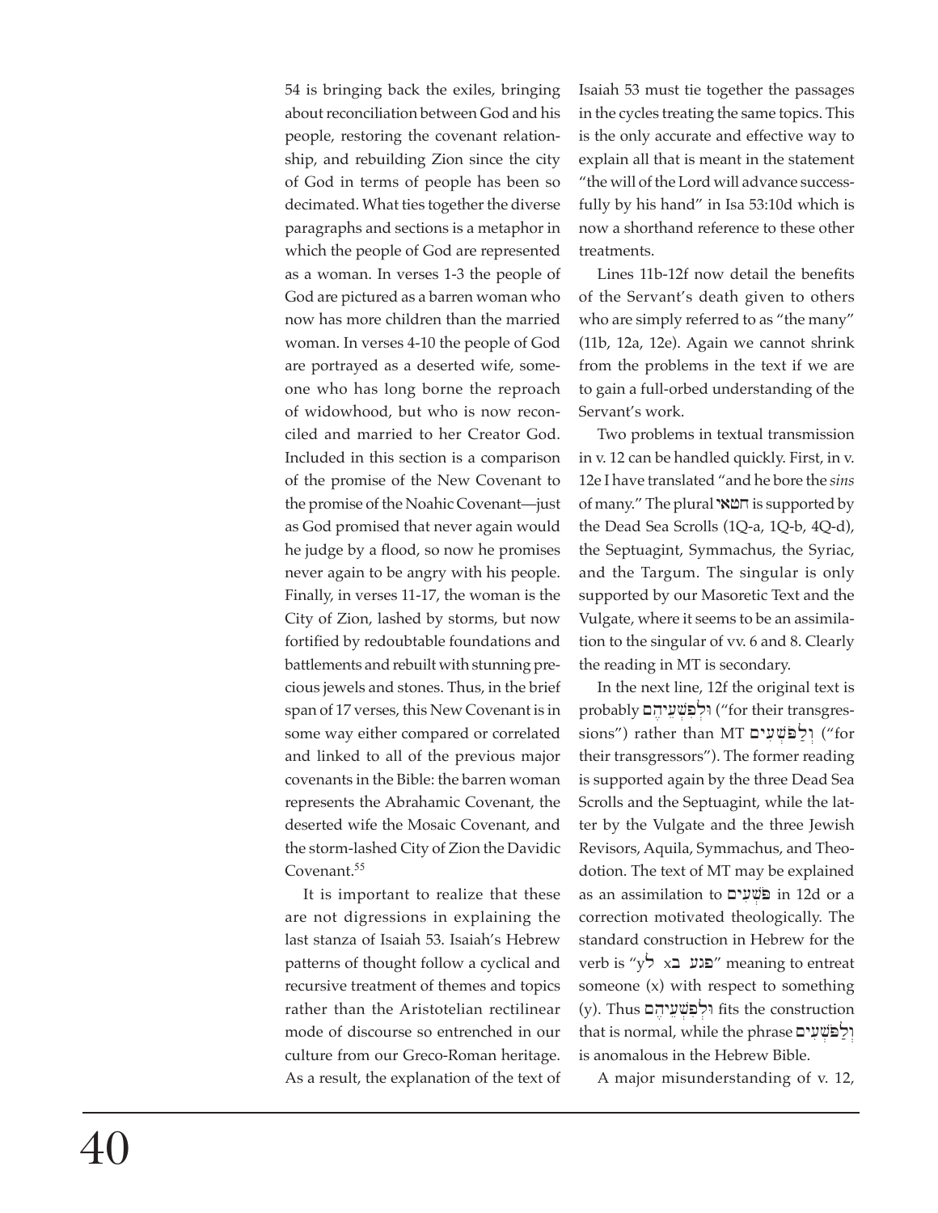54 is bringing back the exiles, bringing about reconciliation between God and his people, restoring the covenant relationship, and rebuilding Zion since the city of God in terms of people has been so decimated. What ties together the diverse paragraphs and sections is a metaphor in which the people of God are represented as a woman. In verses 1-3 the people of God are pictured as a barren woman who now has more children than the married woman. In verses 4-10 the people of God are portrayed as a deserted wife, someone who has long borne the reproach of widowhood, but who is now reconciled and married to her Creator God. Included in this section is a comparison of the promise of the New Covenant to the promise of the Noahic Covenant—just as God promised that never again would he judge by a flood, so now he promises never again to be angry with his people. Finally, in verses 11-17, the woman is the City of Zion, lashed by storms, but now fortified by redoubtable foundations and battlements and rebuilt with stunning precious jewels and stones. Thus, in the brief span of 17 verses, this New Covenant is in some way either compared or correlated and linked to all of the previous major covenants in the Bible: the barren woman represents the Abrahamic Covenant, the deserted wife the Mosaic Covenant, and the storm-lashed City of Zion the Davidic Covenant.[55]

It is important to realize that these are not digressions in explaining the last stanza of Isaiah 53. Isaiah's Hebrew patterns of thought follow a cyclical and recursive treatment of themes and topics rather than the Aristotelian rectilinear mode of discourse so entrenched in our culture from our Greco-Roman heritage. As a result, the explanation of the text of Isaiah 53 must tie together the passages in the cycles treating the same topics. This is the only accurate and effective way to explain all that is meant in the statement "the will of the Lord will advance successfully by his hand" in Isa 53:10d which is now a shorthand reference to these other treatments.

Lines 11b-12f now detail the benefits of the Servant's death given to others who are simply referred to as "the many" (11b, 12a, 12e). Again we cannot shrink from the problems in the text if we are to gain a full-orbed understanding of the Servant's work.

Two problems in textual transmission in v. 12 can be handled quickly. First, in v. 12e I have translated "and he bore the *sins* of many." The plural חטאי is supported by the Dead Sea Scrolls (1Q-a, 1Q-b, 4Q-d), the Septuagint, Symmachus, the Syriac, and the Targum. The singular is only supported by our Masoretic Text and the Vulgate, where it seems to be an assimilation to the singular of vv. 6 and 8. Clearly the reading in MT is secondary.

In the next line, 12f the original text is probably וּלְפִשְׁעֵיהֶם ("for their transgressions") rather than MT וְלַפֹּשְׁעִים ("for their transgressors"). The former reading is supported again by the three Dead Sea Scrolls and the Septuagint, while the latter by the Vulgate and the three Jewish Revisors, Aquila, Symmachus, and Theodotion. The text of MT may be explained as an assimilation to פֹּשְׁעִים in 12d or a correction motivated theologically. The standard construction in Hebrew for the verb is "פגע ב x ל y" meaning to entreat someone (x) with respect to something (y). Thus וּלְפִשְׁעֵיהֶם fits the construction that is normal, while the phrase וְלַפֹּשְׁעִים is anomalous in the Hebrew Bible.

A major misunderstanding of v. 12,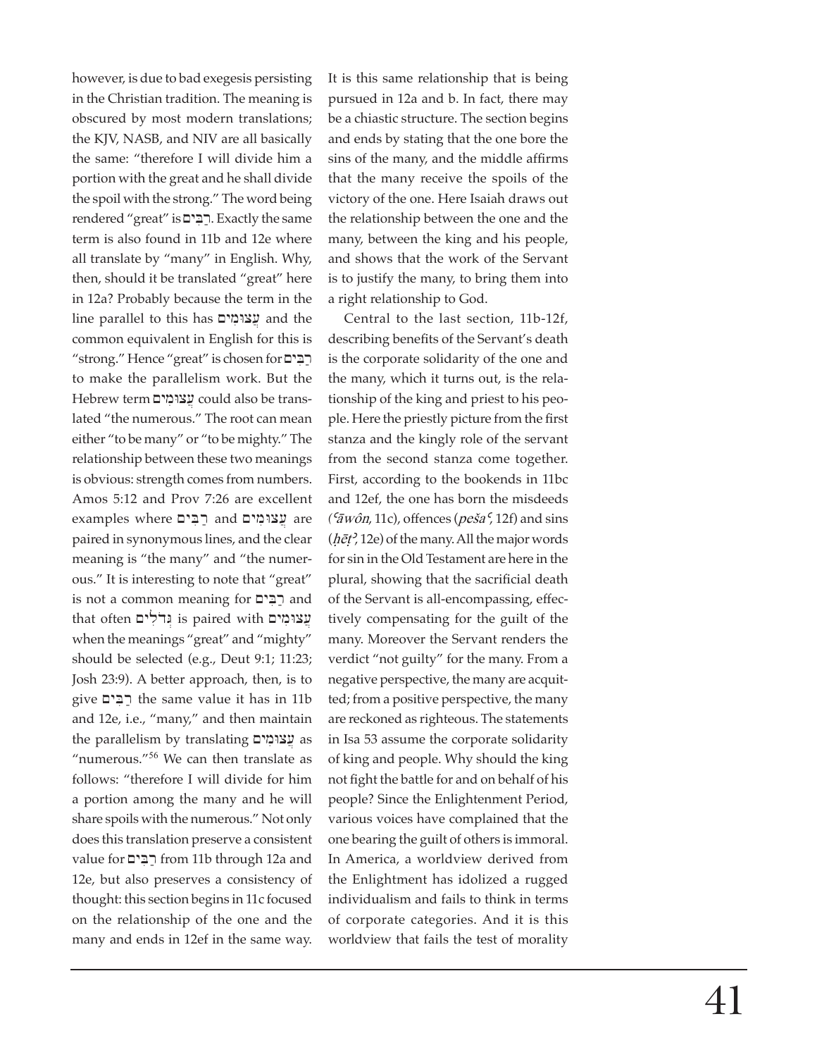however, is due to bad exegesis persisting in the Christian tradition. The meaning is obscured by most modern translations; the KJV, NASB, and NIV are all basically the same: "therefore I will divide him a portion with the great and he shall divide the spoil with the strong." The word being rendered "great" is רַבִּים. Exactly the same term is also found in 11b and 12e where all translate by "many" in English. Why, then, should it be translated "great" here in 12a? Probably because the term in the line parallel to this has עֲצוּמִים and the common equivalent in English for this is "strong." Hence "great" is chosen for רַבִּים to make the parallelism work. But the Hebrew term עֲצוּמִים could also be translated "the numerous." The root can mean either "to be many" or "to be mighty." The relationship between these two meanings is obvious: strength comes from numbers. Amos 5:12 and Prov 7:26 are excellent examples where רַבִּים and עֲצוּמִים are paired in synonymous lines, and the clear meaning is "the many" and "the numerous." It is interesting to note that "great" is not a common meaning for רַבִּים and that often גְּדֹלִים is paired with עֲצוּמִים when the meanings "great" and "mighty" should be selected (e.g., Deut 9:1; 11:23; Josh 23:9). A better approach, then, is to give רַבִּים the same value it has in 11b and 12e, i.e., "many," and then maintain the parallelism by translating עֲצוּמִים as "numerous."[56] We can then translate as follows: "therefore I will divide for him a portion among the many and he will share spoils with the numerous." Not only does this translation preserve a consistent value for רַבִּים from 11b through 12a and 12e, but also preserves a consistency of thought: this section begins in 11c focused on the relationship of the one and the many and ends in 12ef in the same way. It is this same relationship that is being pursued in 12a and b. In fact, there may be a chiastic structure. The section begins and ends by stating that the one bore the sins of the many, and the middle affirms that the many receive the spoils of the victory of the one. Here Isaiah draws out the relationship between the one and the many, between the king and his people, and shows that the work of the Servant is to justify the many, to bring them into a right relationship to God.

Central to the last section, 11b-12f, describing benefits of the Servant's death is the corporate solidarity of the one and the many, which it turns out, is the relationship of the king and priest to his people. Here the priestly picture from the first stanza and the kingly role of the servant from the second stanza come together. First, according to the bookends in 11bc and 12ef, the one has born the misdeeds (*ʿāwôn*, 11c), offences (*pešaʿ*, 12f) and sins (*ḥēṭʾ*, 12e) of the many. All the major words for sin in the Old Testament are here in the plural, showing that the sacrificial death of the Servant is all-encompassing, effectively compensating for the guilt of the many. Moreover the Servant renders the verdict "not guilty" for the many. From a negative perspective, the many are acquitted; from a positive perspective, the many are reckoned as righteous. The statements in Isa 53 assume the corporate solidarity of king and people. Why should the king not fight the battle for and on behalf of his people? Since the Enlightenment Period, various voices have complained that the one bearing the guilt of others is immoral. In America, a worldview derived from the Enlightment has idolized a rugged individualism and fails to think in terms of corporate categories. And it is this worldview that fails the test of morality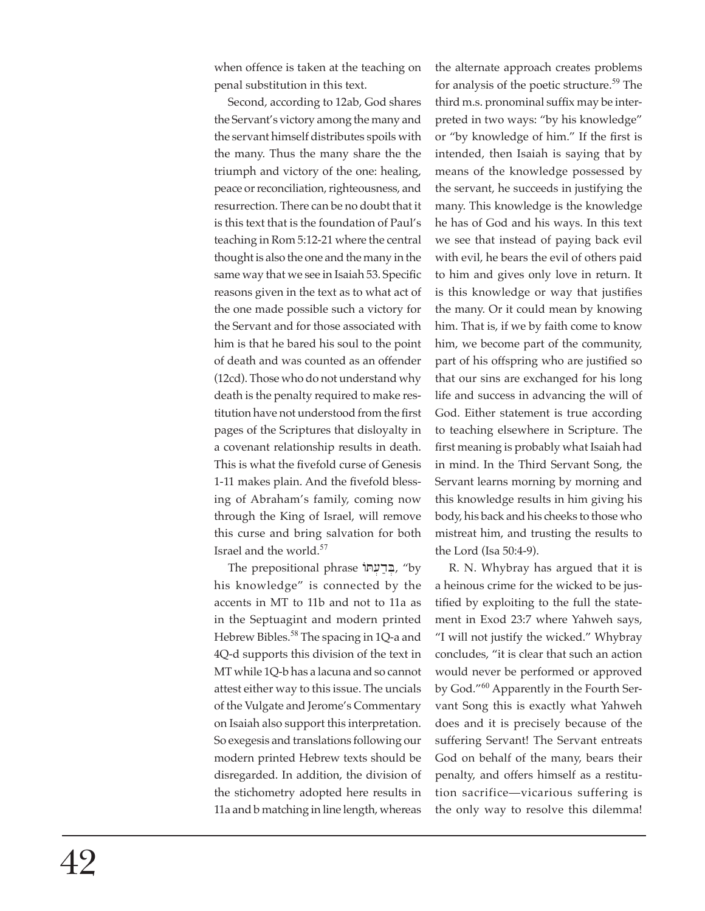when offence is taken at the teaching on penal substitution in this text.

Second, according to 12ab, God shares the Servant's victory among the many and the servant himself distributes spoils with the many. Thus the many share the the triumph and victory of the one: healing, peace or reconciliation, righteousness, and resurrection. There can be no doubt that it is this text that is the foundation of Paul's teaching in Rom 5:12-21 where the central thought is also the one and the many in the same way that we see in Isaiah 53. Specific reasons given in the text as to what act of the one made possible such a victory for the Servant and for those associated with him is that he bared his soul to the point of death and was counted as an offender (12cd). Those who do not understand why death is the penalty required to make restitution have not understood from the first pages of the Scriptures that disloyalty in a covenant relationship results in death. This is what the fivefold curse of Genesis 1-11 makes plain. And the fivefold blessing of Abraham's family, coming now through the King of Israel, will remove this curse and bring salvation for both Israel and the world.[57]

The prepositional phrase בְּדַעְתּוֹ, "by his knowledge" is connected by the accents in MT to 11b and not to 11a as in the Septuagint and modern printed Hebrew Bibles.[58] The spacing in 1Q-a and 4Q-d supports this division of the text in MT while 1Q-b has a lacuna and so cannot attest either way to this issue. The uncials of the Vulgate and Jerome's Commentary on Isaiah also support this interpretation. So exegesis and translations following our modern printed Hebrew texts should be disregarded. In addition, the division of the stichometry adopted here results in 11a and b matching in line length, whereas the alternate approach creates problems for analysis of the poetic structure.[59] The third m.s. pronominal suffix may be interpreted in two ways: "by his knowledge" or "by knowledge of him." If the first is intended, then Isaiah is saying that by means of the knowledge possessed by the servant, he succeeds in justifying the many. This knowledge is the knowledge he has of God and his ways. In this text we see that instead of paying back evil with evil, he bears the evil of others paid to him and gives only love in return. It is this knowledge or way that justifies the many. Or it could mean by knowing him. That is, if we by faith come to know him, we become part of the community, part of his offspring who are justified so that our sins are exchanged for his long life and success in advancing the will of God. Either statement is true according to teaching elsewhere in Scripture. The first meaning is probably what Isaiah had in mind. In the Third Servant Song, the Servant learns morning by morning and this knowledge results in him giving his body, his back and his cheeks to those who mistreat him, and trusting the results to the Lord (Isa 50:4-9).

R. N. Whybray has argued that it is a heinous crime for the wicked to be justified by exploiting to the full the statement in Exod 23:7 where Yahweh says, "I will not justify the wicked." Whybray concludes, "it is clear that such an action would never be performed or approved by God."[60] Apparently in the Fourth Servant Song this is exactly what Yahweh does and it is precisely because of the suffering Servant! The Servant entreats God on behalf of the many, bears their penalty, and offers himself as a restitution sacrifice—vicarious suffering is the only way to resolve this dilemma!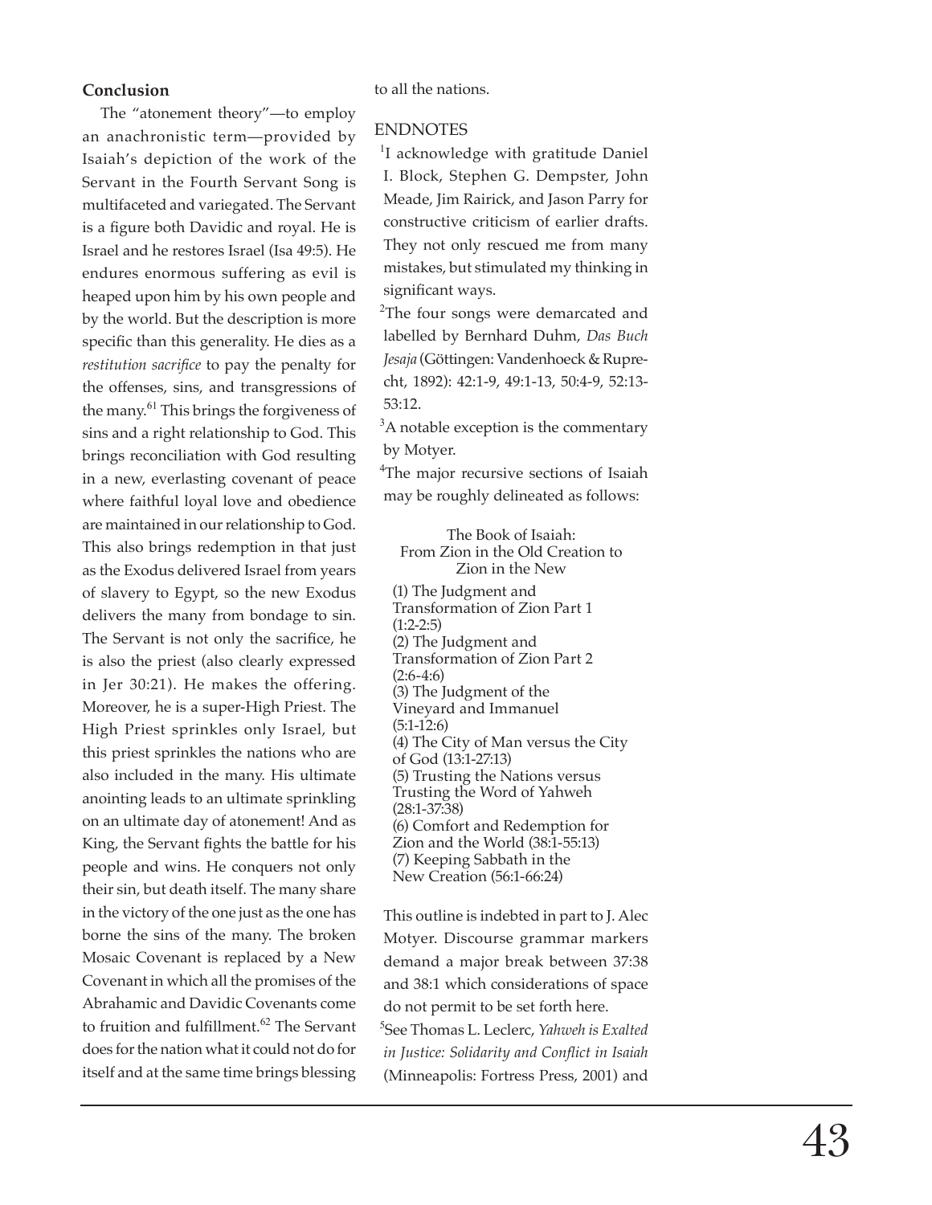**Conclusion**

The "atonement theory"—to employ an anachronistic term—provided by Isaiah's depiction of the work of the Servant in the Fourth Servant Song is multifaceted and variegated. The Servant is a figure both Davidic and royal. He is Israel and he restores Israel (Isa 49:5). He endures enormous suffering as evil is heaped upon him by his own people and by the world. But the description is more specific than this generality. He dies as a *restitution sacrifice* to pay the penalty for the offenses, sins, and transgressions of the many.[61] This brings the forgiveness of sins and a right relationship to God. This brings reconciliation with God resulting in a new, everlasting covenant of peace where faithful loyal love and obedience are maintained in our relationship to God. This also brings redemption in that just as the Exodus delivered Israel from years of slavery to Egypt, so the new Exodus delivers the many from bondage to sin. The Servant is not only the sacrifice, he is also the priest (also clearly expressed in Jer 30:21). He makes the offering. Moreover, he is a super-High Priest. The High Priest sprinkles only Israel, but this priest sprinkles the nations who are also included in the many. His ultimate anointing leads to an ultimate sprinkling on an ultimate day of atonement! And as King, the Servant fights the battle for his people and wins. He conquers not only their sin, but death itself. The many share in the victory of the one just as the one has borne the sins of the many. The broken Mosaic Covenant is replaced by a New Covenant in which all the promises of the Abrahamic and Davidic Covenants come to fruition and fulfillment.[62] The Servant does for the nation what it could not do for itself and at the same time brings blessing to all the nations.

ENDNOTES

[1]I acknowledge with gratitude Daniel I. Block, Stephen G. Dempster, John Meade, Jim Rairick, and Jason Parry for constructive criticism of earlier drafts. They not only rescued me from many mistakes, but stimulated my thinking in significant ways.

[2]The four songs were demarcated and labelled by Bernhard Duhm, *Das Buch Jesaja* (Göttingen: Vandenhoeck & Ruprecht, 1892): 42:1-9, 49:1-13, 50:4-9, 52:13-53:12.

[3]A notable exception is the commentary by Motyer.

[4]The major recursive sections of Isaiah may be roughly delineated as follows:

The Book of Isaiah:
From Zion in the Old Creation to Zion in the New

(1) The Judgment and Transformation of Zion Part 1 (1:2-2:5)
(2) The Judgment and Transformation of Zion Part 2 (2:6-4:6)
(3) The Judgment of the Vineyard and Immanuel (5:1-12:6)
(4) The City of Man versus the City of God (13:1-27:13)
(5) Trusting the Nations versus Trusting the Word of Yahweh (28:1-37:38)
(6) Comfort and Redemption for Zion and the World (38:1-55:13)
(7) Keeping Sabbath in the New Creation (56:1-66:24)

This outline is indebted in part to J. Alec Motyer. Discourse grammar markers demand a major break between 37:38 and 38:1 which considerations of space do not permit to be set forth here.

[5]See Thomas L. Leclerc, *Yahweh is Exalted in Justice: Solidarity and Conflict in Isaiah* (Minneapolis: Fortress Press, 2001) and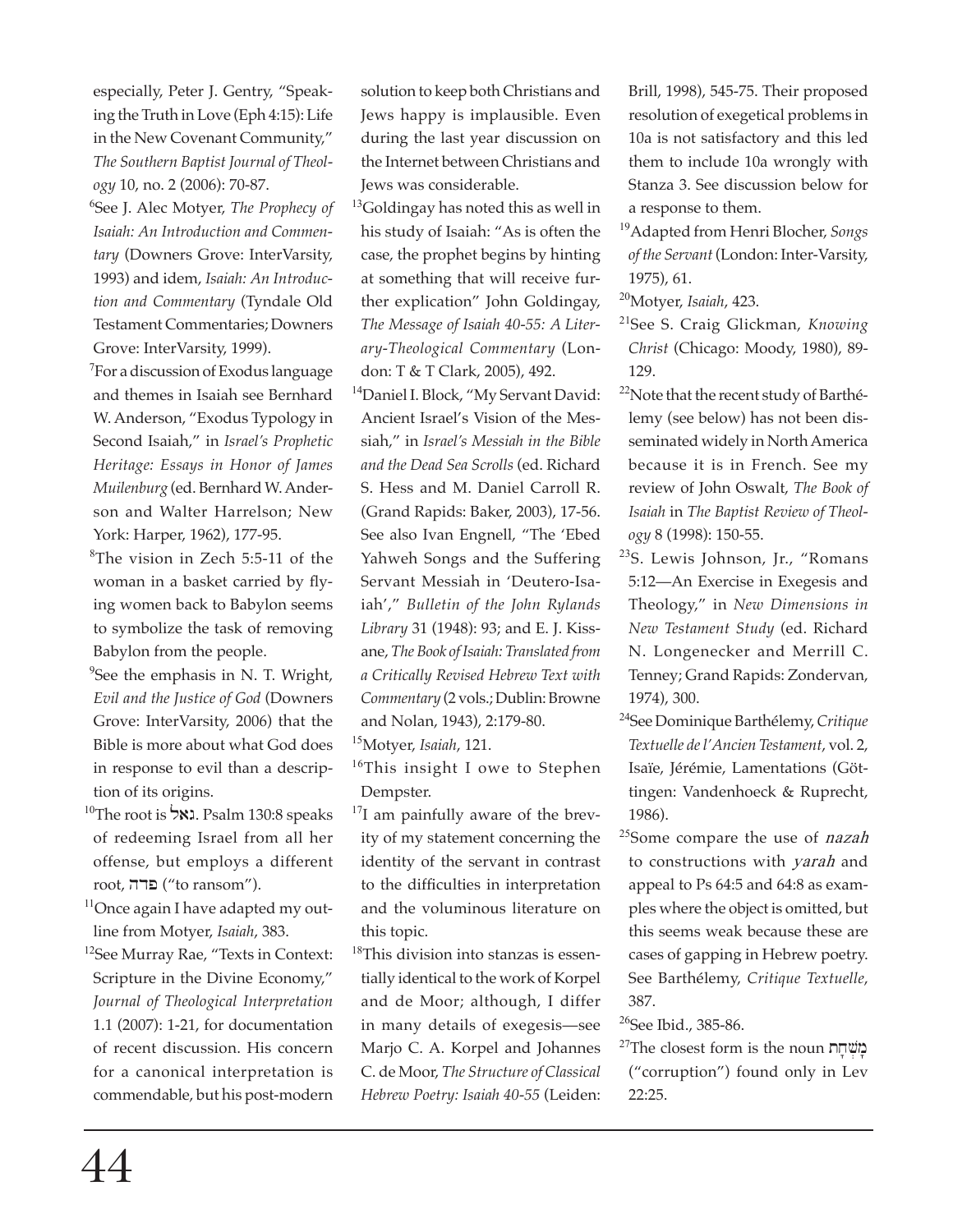especially, Peter J. Gentry, "Speaking the Truth in Love (Eph 4:15): Life in the New Covenant Community," *The Southern Baptist Journal of Theology* 10, no. 2 (2006): 70-87.

[6]See J. Alec Motyer, *The Prophecy of Isaiah: An Introduction and Commentary* (Downers Grove: InterVarsity, 1993) and idem, *Isaiah: An Introduction and Commentary* (Tyndale Old Testament Commentaries; Downers Grove: InterVarsity, 1999).

[7]For a discussion of Exodus language and themes in Isaiah see Bernhard W. Anderson, "Exodus Typology in Second Isaiah," in *Israel's Prophetic Heritage: Essays in Honor of James Muilenburg* (ed. Bernhard W. Anderson and Walter Harrelson; New York: Harper, 1962), 177-95.

[8]The vision in Zech 5:5-11 of the woman in a basket carried by flying women back to Babylon seems to symbolize the task of removing Babylon from the people.

[9]See the emphasis in N. T. Wright, *Evil and the Justice of God* (Downers Grove: InterVarsity, 2006) that the Bible is more about what God does in response to evil than a description of its origins.

[10]The root is גאל. Psalm 130:8 speaks of redeeming Israel from all her offense, but employs a different root, פדה ("to ransom").

[11]Once again I have adapted my outline from Motyer, *Isaiah*, 383.

[12]See Murray Rae, "Texts in Context: Scripture in the Divine Economy," *Journal of Theological Interpretation* 1.1 (2007): 1-21, for documentation of recent discussion. His concern for a canonical interpretation is commendable, but his post-modern solution to keep both Christians and Jews happy is implausible. Even during the last year discussion on the Internet between Christians and Jews was considerable.

[13]Goldingay has noted this as well in his study of Isaiah: "As is often the case, the prophet begins by hinting at something that will receive further explication" John Goldingay, *The Message of Isaiah 40-55: A Literary-Theological Commentary* (London: T & T Clark, 2005), 492.

[14]Daniel I. Block, "My Servant David: Ancient Israel's Vision of the Messiah," in *Israel's Messiah in the Bible and the Dead Sea Scrolls* (ed. Richard S. Hess and M. Daniel Carroll R. (Grand Rapids: Baker, 2003), 17-56. See also Ivan Engnell, "The 'Ebed Yahweh Songs and the Suffering Servant Messiah in 'Deutero-Isaiah'," *Bulletin of the John Rylands Library* 31 (1948): 93; and E. J. Kissane, *The Book of Isaiah: Translated from a Critically Revised Hebrew Text with Commentary* (2 vols.; Dublin: Browne and Nolan, 1943), 2:179-80.

[15]Motyer, *Isaiah*, 121.

[16]This insight I owe to Stephen Dempster.

[17]I am painfully aware of the brevity of my statement concerning the identity of the servant in contrast to the difficulties in interpretation and the voluminous literature on this topic.

[18]This division into stanzas is essentially identical to the work of Korpel and de Moor; although, I differ in many details of exegesis—see Marjo C. A. Korpel and Johannes C. de Moor, *The Structure of Classical Hebrew Poetry: Isaiah 40-55* (Leiden: Brill, 1998), 545-75. Their proposed resolution of exegetical problems in 10a is not satisfactory and this led them to include 10a wrongly with Stanza 3. See discussion below for a response to them.

[19]Adapted from Henri Blocher, *Songs of the Servant* (London: Inter-Varsity, 1975), 61.

[20]Motyer, *Isaiah*, 423.

[21]See S. Craig Glickman, *Knowing Christ* (Chicago: Moody, 1980), 89-129.

[22]Note that the recent study of Barthélemy (see below) has not been disseminated widely in North America because it is in French. See my review of John Oswalt, *The Book of Isaiah* in *The Baptist Review of Theology* 8 (1998): 150-55.

[23]S. Lewis Johnson, Jr., "Romans 5:12—An Exercise in Exegesis and Theology," in *New Dimensions in New Testament Study* (ed. Richard N. Longenecker and Merrill C. Tenney; Grand Rapids: Zondervan, 1974), 300.

[24]See Dominique Barthélemy, *Critique Textuelle de l'Ancien Testament*, vol. 2, Isaïe, Jérémie, Lamentations (Göttingen: Vandenhoeck & Ruprecht, 1986).

[25]Some compare the use of *nazah* to constructions with *yarah* and appeal to Ps 64:5 and 64:8 as examples where the object is omitted, but this seems weak because these are cases of gapping in Hebrew poetry. See Barthélemy, *Critique Textuelle*, 387.

[26]See Ibid., 385-86.

[27]The closest form is the noun מָשְׁחָת ("corruption") found only in Lev 22:25.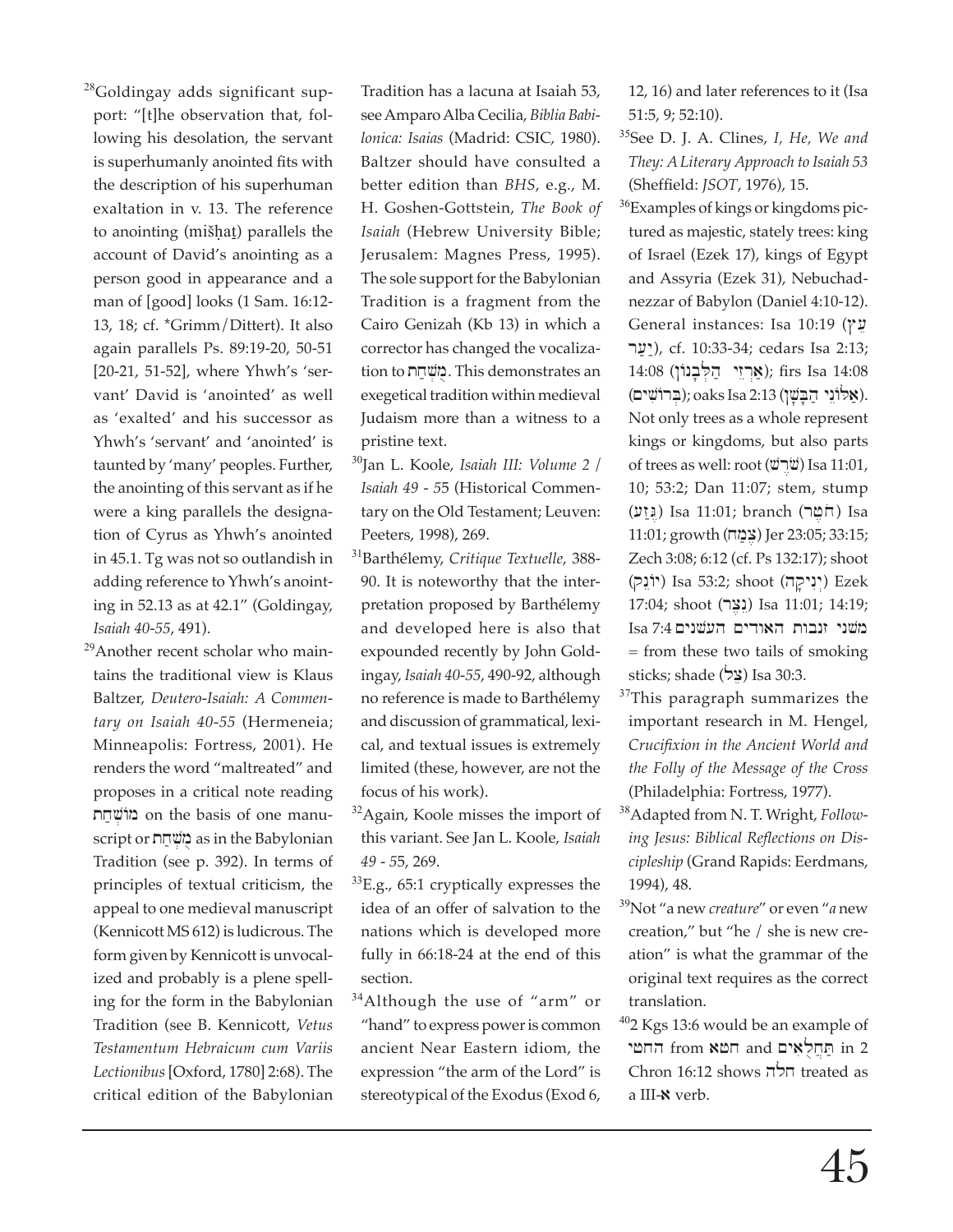[28]Goldingay adds significant support: "[t]he observation that, following his desolation, the servant is superhumanly anointed fits with the description of his superhuman exaltation in v. 13. The reference to anointing (mišḥaṯ) parallels the account of David's anointing as a person good in appearance and a man of [good] looks (1 Sam. 16:12-13, 18; cf. *Grimm/Dittert). It also again parallels Ps. 89:19-20, 50-51 [20-21, 51-52], where Yhwh's 'servant' David is 'anointed' as well as 'exalted' and his successor as Yhwh's 'servant' and 'anointed' is taunted by 'many' peoples. Further, the anointing of this servant as if he were a king parallels the designation of Cyrus as Yhwh's anointed in 45.1. Tg was not so outlandish in adding reference to Yhwh's anointing in 52.13 as at 42.1" (Goldingay, *Isaiah 40-55*, 491).

[29]Another recent scholar who maintains the traditional view is Klaus Baltzer, *Deutero-Isaiah: A Commentary on Isaiah 40-55* (Hermeneia; Minneapolis: Fortress, 2001). He renders the word "maltreated" and proposes in a critical note reading מוֹשְׁחַת on the basis of one manuscript or מָשְׁחַת as in the Babylonian Tradition (see p. 392). In terms of principles of textual criticism, the appeal to one medieval manuscript (Kennicott MS 612) is ludicrous. The form given by Kennicott is unvocalized and probably is a plene spelling for the form in the Babylonian Tradition (see B. Kennicott, *Vetus Testamentum Hebraicum cum Variis Lectionibus* [Oxford, 1780] 2:68). The critical edition of the Babylonian Tradition has a lacuna at Isaiah 53, see Amparo Alba Cecilia, *Biblia Babilonica: Isaias* (Madrid: CSIC, 1980). Baltzer should have consulted a better edition than *BHS*, e.g., M. H. Goshen-Gottstein, *The Book of Isaiah* (Hebrew University Bible; Jerusalem: Magnes Press, 1995). The sole support for the Babylonian Tradition is a fragment from the Cairo Genizah (Kb 13) in which a corrector has changed the vocalization to מָשְׁחַת. This demonstrates an exegetical tradition within medieval Judaism more than a witness to a pristine text.

[30]Jan L. Koole, *Isaiah III: Volume 2 / Isaiah 49 - 55* (Historical Commentary on the Old Testament; Leuven: Peeters, 1998), 269.

[31]Barthélemy, *Critique Textuelle*, 388-90. It is noteworthy that the interpretation proposed by Barthélemy and developed here is also that expounded recently by John Goldingay, *Isaiah 40-55*, 490-92, although no reference is made to Barthélemy and discussion of grammatical, lexical, and textual issues is extremely limited (these, however, are not the focus of his work).

[32]Again, Koole misses the import of this variant. See Jan L. Koole, *Isaiah 49 - 55*, 269.

[33]E.g., 65:1 cryptically expresses the idea of an offer of salvation to the nations which is developed more fully in 66:18-24 at the end of this section.

[34]Although the use of "arm" or "hand" to express power is common ancient Near Eastern idiom, the expression "the arm of the Lord" is stereotypical of the Exodus (Exod 6, 12, 16) and later references to it (Isa 51:5, 9; 52:10).

[35]See D. J. A. Clines, *I, He, We and They: A Literary Approach to Isaiah 53* (Sheffield: *JSOT*, 1976), 15.

[36]Examples of kings or kingdoms pictured as majestic, stately trees: king of Israel (Ezek 17), kings of Egypt and Assyria (Ezek 31), Nebuchadnezzar of Babylon (Daniel 4:10-12). General instances: Isa 10:19 (עֵץ יַעַר), cf. 10:33-34; cedars Isa 2:13; 14:08 (אַרְזֵי הַלְּבָנוֹן); firs Isa 14:08 (בְּרוֹשִׁים); oaks Isa 2:13 (אַלּוֹנֵי הַבָּשָׁן). Not only trees as a whole represent kings or kingdoms, but also parts of trees as well: root (שֹׁרֶשׁ) Isa 11:01, 10; 53:2; Dan 11:07; stem, stump (גֶּזַע) Isa 11:01; branch (חֹטֶר) Isa 11:01; growth (צֶמַח) Jer 23:05; 33:15; Zech 3:08; 6:12 (cf. Ps 132:17); shoot (יוֹנֵק) Isa 53:2; shoot (יְנִיקָה) Ezek 17:04; shoot (נֵצֶר) Isa 11:01; 14:19; Isa 7:4 משני זנבות האודים העשנים = from these two tails of smoking sticks; shade (צֵל) Isa 30:3.

[37]This paragraph summarizes the important research in M. Hengel, *Crucifixion in the Ancient World and the Folly of the Message of the Cross* (Philadelphia: Fortress, 1977).

[38]Adapted from N. T. Wright, *Following Jesus: Biblical Reflections on Discipleship* (Grand Rapids: Eerdmans, 1994), 48.

[39]Not "a new *creature*" or even "*a* new creation," but "he / she is new creation" is what the grammar of the original text requires as the correct translation.

[40]2 Kgs 13:6 would be an example of החטי from חטא and תַּחֲלָאִים in 2 Chron 16:12 shows חלה treated as a III-**א** verb.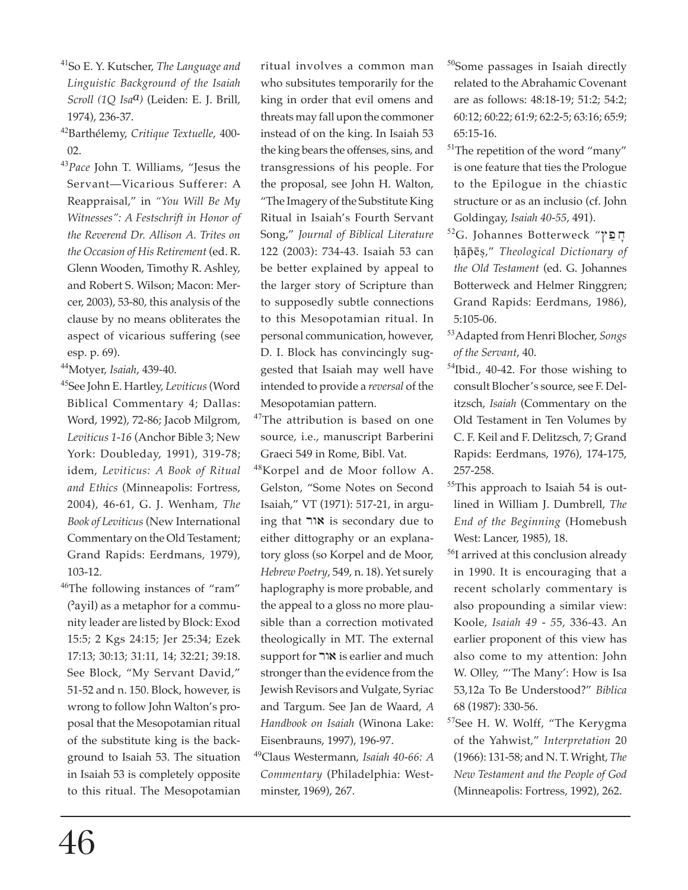[41]So E. Y. Kutscher, *The Language and Linguistic Background of the Isaiah Scroll (1Q Isa$^a$)* (Leiden: E. J. Brill, 1974), 236-37.

[42]Barthélemy, *Critique Textuelle*, 400-02.

[43]*Pace* John T. Williams, "Jesus the Servant—Vicarious Sufferer: A Reappraisal," in *"You Will Be My Witnesses": A Festschrift in Honor of the Reverend Dr. Allison A. Trites on the Occasion of His Retirement* (ed. R. Glenn Wooden, Timothy R. Ashley, and Robert S. Wilson; Macon: Mercer, 2003), 53-80, this analysis of the clause by no means obliterates the aspect of vicarious suffering (see esp. p. 69).

[44]Motyer, *Isaiah*, 439-40.

[45]See John E. Hartley, *Leviticus* (Word Biblical Commentary 4; Dallas: Word, 1992), 72-86; Jacob Milgrom, *Leviticus 1-16* (Anchor Bible 3; New York: Doubleday, 1991), 319-78; idem, *Leviticus: A Book of Ritual and Ethics* (Minneapolis: Fortress, 2004), 46-61, G. J. Wenham, *The Book of Leviticus* (New International Commentary on the Old Testament; Grand Rapids: Eerdmans, 1979), 103-12.

[46]The following instances of "ram" (ʾayil) as a metaphor for a community leader are listed by Block: Exod 15:5; 2 Kgs 24:15; Jer 25:34; Ezek 17:13; 30:13; 31:11, 14; 32:21; 39:18. See Block, "My Servant David," 51-52 and n. 150. Block, however, is wrong to follow John Walton's proposal that the Mesopotamian ritual of the substitute king is the background to Isaiah 53. The situation in Isaiah 53 is completely opposite to this ritual. The Mesopotamian ritual involves a common man who subsitutes temporarily for the king in order that evil omens and threats may fall upon the commoner instead of on the king. In Isaiah 53 the king bears the offenses, sins, and transgressions of his people. For the proposal, see John H. Walton, "The Imagery of the Substitute King Ritual in Isaiah's Fourth Servant Song," *Journal of Biblical Literature* 122 (2003): 734-43. Isaiah 53 can be better explained by appeal to the larger story of Scripture than to supposedly subtle connections to this Mesopotamian ritual. In personal communication, however, D. I. Block has convincingly suggested that Isaiah may well have intended to provide a *reversal* of the Mesopotamian pattern.

[47]The attribution is based on one source, i.e., manuscript Barberini Graeci 549 in Rome, Bibl. Vat.

[48]Korpel and de Moor follow A. Gelston, "Some Notes on Second Isaiah," VT (1971): 517-21, in arguing that אור is secondary due to either dittography or an explanatory gloss (so Korpel and de Moor, *Hebrew Poetry*, 549, n. 18). Yet surely haplography is more probable, and the appeal to a gloss no more plausible than a correction motivated theologically in MT. The external support for אור is earlier and much stronger than the evidence from the Jewish Revisors and Vulgate, Syriac and Targum. See Jan de Waard, *A Handbook on Isaiah* (Winona Lake: Eisenbrauns, 1997), 196-97.

[49]Claus Westermann, *Isaiah 40-66: A Commentary* (Philadelphia: Westminster, 1969), 267.

[50]Some passages in Isaiah directly related to the Abrahamic Covenant are as follows: 48:18-19; 51:2; 54:2; 60:12; 60:22; 61:9; 62:2-5; 63:16; 65:9; 65:15-16.

[51]The repetition of the word "many" is one feature that ties the Prologue to the Epilogue in the chiastic structure or as an inclusio (cf. John Goldingay, *Isaiah 40-55*, 491).

[52]G. Johannes Botterweck "חָפֵץ ḥāp̄ēṣ," *Theological Dictionary of the Old Testament* (ed. G. Johannes Botterweck and Helmer Ringgren; Grand Rapids: Eerdmans, 1986), 5:105-06.

[53]Adapted from Henri Blocher, *Songs of the Servant*, 40.

[54]Ibid., 40-42. For those wishing to consult Blocher's source, see F. Delitzsch, *Isaiah* (Commentary on the Old Testament in Ten Volumes by C. F. Keil and F. Delitzsch, 7; Grand Rapids: Eerdmans, 1976), 174-175, 257-258.

[55]This approach to Isaiah 54 is outlined in William J. Dumbrell, *The End of the Beginning* (Homebush West: Lancer, 1985), 18.

[56]I arrived at this conclusion already in 1990. It is encouraging that a recent scholarly commentary is also propounding a similar view: Koole, *Isaiah 49 - 55*, 336-43. An earlier proponent of this view has also come to my attention: John W. Olley, "'The Many': How is Isa 53,12a To Be Understood?" *Biblica* 68 (1987): 330-56.

[57]See H. W. Wolff, "The Kerygma of the Yahwist," *Interpretation* 20 (1966): 131-58; and N. T. Wright, *The New Testament and the People of God* (Minneapolis: Fortress, 1992), 262.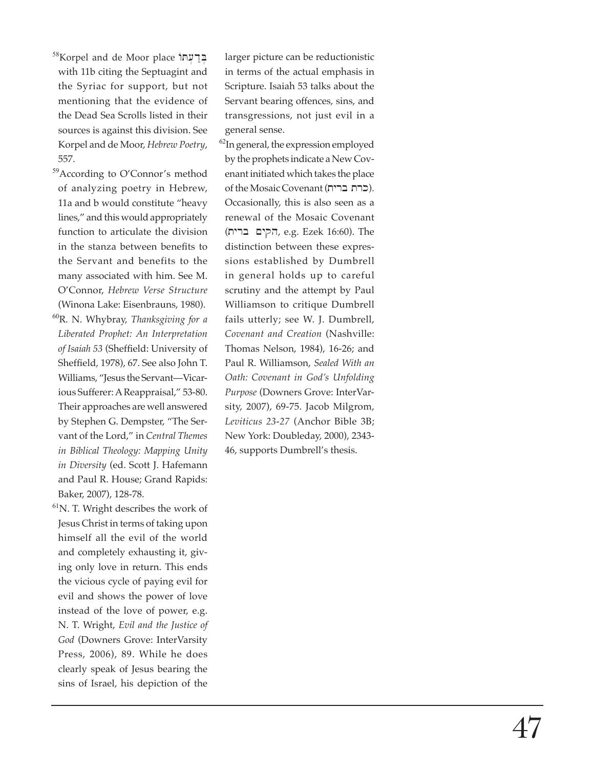[58]Korpel and de Moor place בְּדַעְתּוֹ with 11b citing the Septuagint and the Syriac for support, but not mentioning that the evidence of the Dead Sea Scrolls listed in their sources is against this division. See Korpel and de Moor, *Hebrew Poetry*, 557.

[59]According to O'Connor's method of analyzing poetry in Hebrew, 11a and b would constitute "heavy lines," and this would appropriately function to articulate the division in the stanza between benefits to the Servant and benefits to the many associated with him. See M. O'Connor, *Hebrew Verse Structure* (Winona Lake: Eisenbrauns, 1980).

[60]R. N. Whybray, *Thanksgiving for a Liberated Prophet: An Interpretation of Isaiah 53* (Sheffield: University of Sheffield, 1978), 67. See also John T. Williams, "Jesus the Servant—Vicarious Sufferer: A Reappraisal," 53-80. Their approaches are well answered by Stephen G. Dempster, "The Servant of the Lord," in *Central Themes in Biblical Theology: Mapping Unity in Diversity* (ed. Scott J. Hafemann and Paul R. House; Grand Rapids: Baker, 2007), 128-78.

[61]N. T. Wright describes the work of Jesus Christ in terms of taking upon himself all the evil of the world and completely exhausting it, giving only love in return. This ends the vicious cycle of paying evil for evil and shows the power of love instead of the love of power, e.g. N. T. Wright, *Evil and the Justice of God* (Downers Grove: InterVarsity Press, 2006), 89. While he does clearly speak of Jesus bearing the sins of Israel, his depiction of the larger picture can be reductionistic in terms of the actual emphasis in Scripture. Isaiah 53 talks about the Servant bearing offences, sins, and transgressions, not just evil in a general sense.

[62]In general, the expression employed by the prophets indicate a New Covenant initiated which takes the place of the Mosaic Covenant (כרת ברית). Occasionally, this is also seen as a renewal of the Mosaic Covenant (הקים ברית, e.g. Ezek 16:60). The distinction between these expressions established by Dumbrell in general holds up to careful scrutiny and the attempt by Paul Williamson to critique Dumbrell fails utterly; see W. J. Dumbrell, *Covenant and Creation* (Nashville: Thomas Nelson, 1984), 16-26; and Paul R. Williamson, *Sealed With an Oath: Covenant in God's Unfolding Purpose* (Downers Grove: InterVarsity, 2007), 69-75. Jacob Milgrom, *Leviticus 23-27* (Anchor Bible 3B; New York: Doubleday, 2000), 2343-46, supports Dumbrell's thesis.